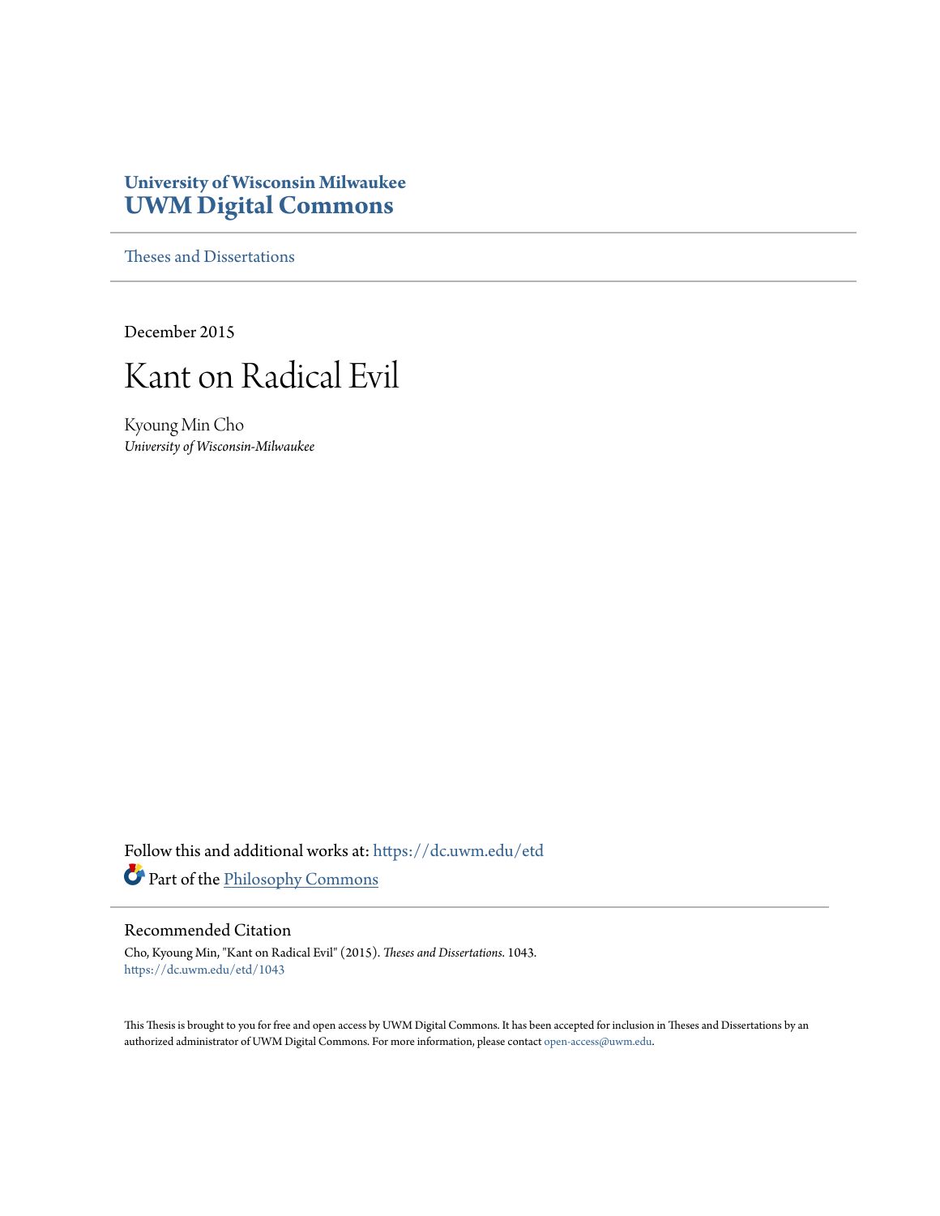University of Wisconsin Milwaukee
**UWM Digital Commons**

Theses and Dissertations

December 2015

# Kant on Radical Evil

Kyoung Min Cho
*University of Wisconsin-Milwaukee*

Follow this and additional works at: https://dc.uwm.edu/etd

Part of the Philosophy Commons

## Recommended Citation

Cho, Kyoung Min, "Kant on Radical Evil" (2015). *Theses and Dissertations*. 1043.
https://dc.uwm.edu/etd/1043

This Thesis is brought to you for free and open access by UWM Digital Commons. It has been accepted for inclusion in Theses and Dissertations by an authorized administrator of UWM Digital Commons. For more information, please contact open-access@uwm.edu.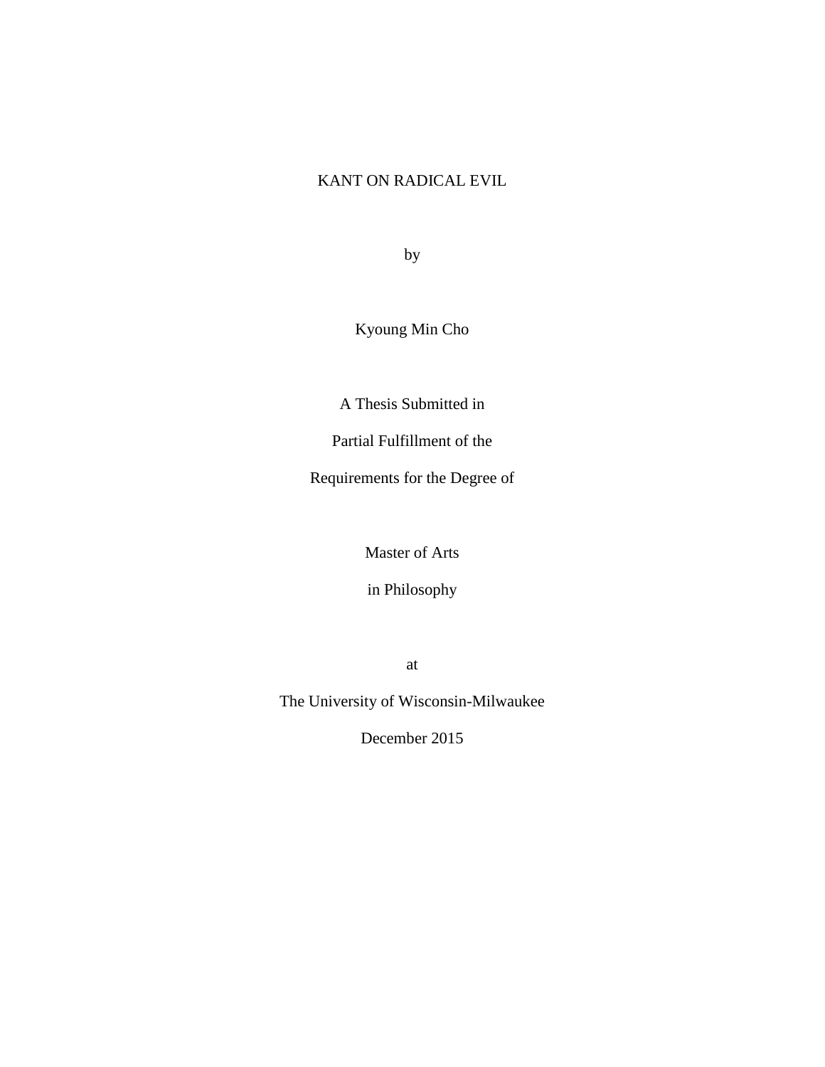# KANT ON RADICAL EVIL

by

Kyoung Min Cho

A Thesis Submitted in

Partial Fulfillment of the

Requirements for the Degree of

Master of Arts

in Philosophy

at

The University of Wisconsin-Milwaukee

December 2015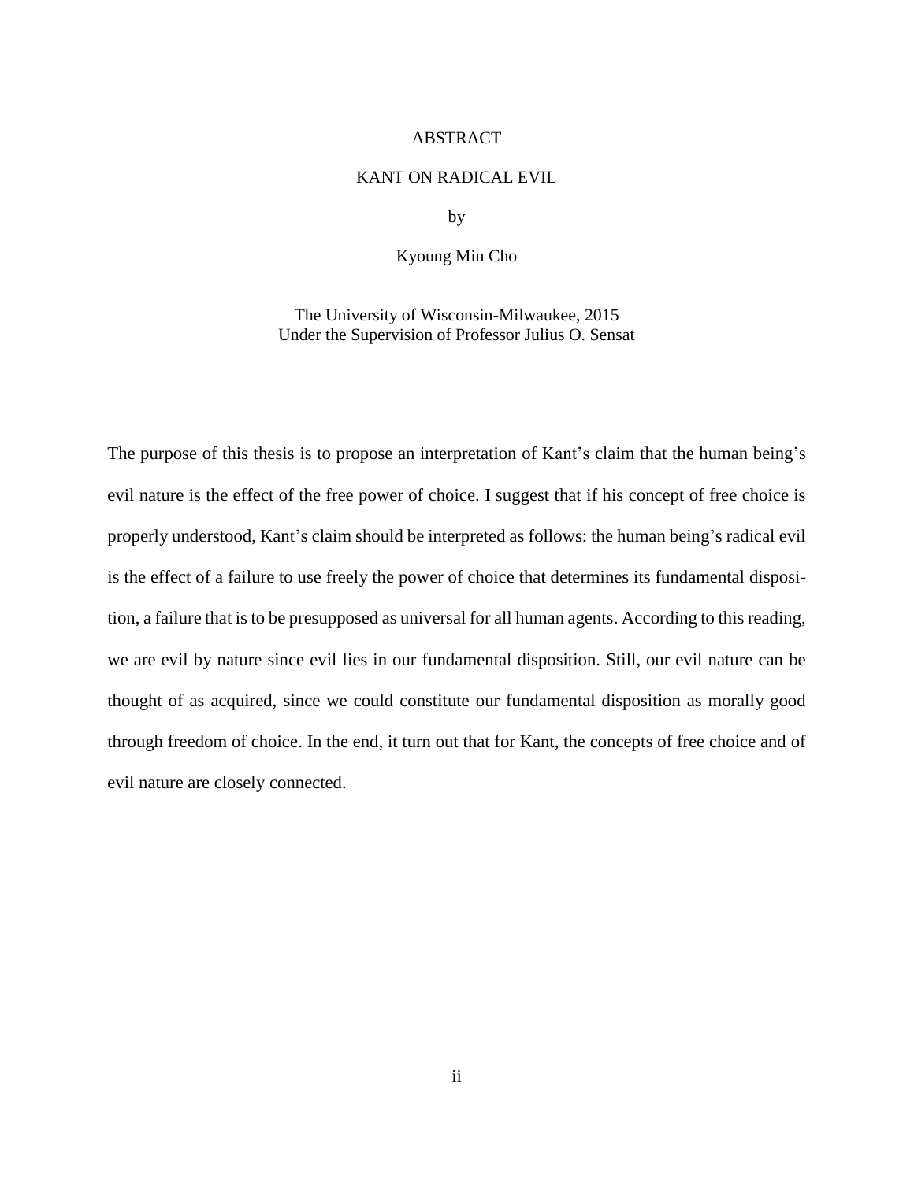# ABSTRACT

## KANT ON RADICAL EVIL

by

Kyoung Min Cho

The University of Wisconsin-Milwaukee, 2015
Under the Supervision of Professor Julius O. Sensat

The purpose of this thesis is to propose an interpretation of Kant's claim that the human being's evil nature is the effect of the free power of choice. I suggest that if his concept of free choice is properly understood, Kant's claim should be interpreted as follows: the human being's radical evil is the effect of a failure to use freely the power of choice that determines its fundamental disposition, a failure that is to be presupposed as universal for all human agents. According to this reading, we are evil by nature since evil lies in our fundamental disposition. Still, our evil nature can be thought of as acquired, since we could constitute our fundamental disposition as morally good through freedom of choice. In the end, it turn out that for Kant, the concepts of free choice and of evil nature are closely connected.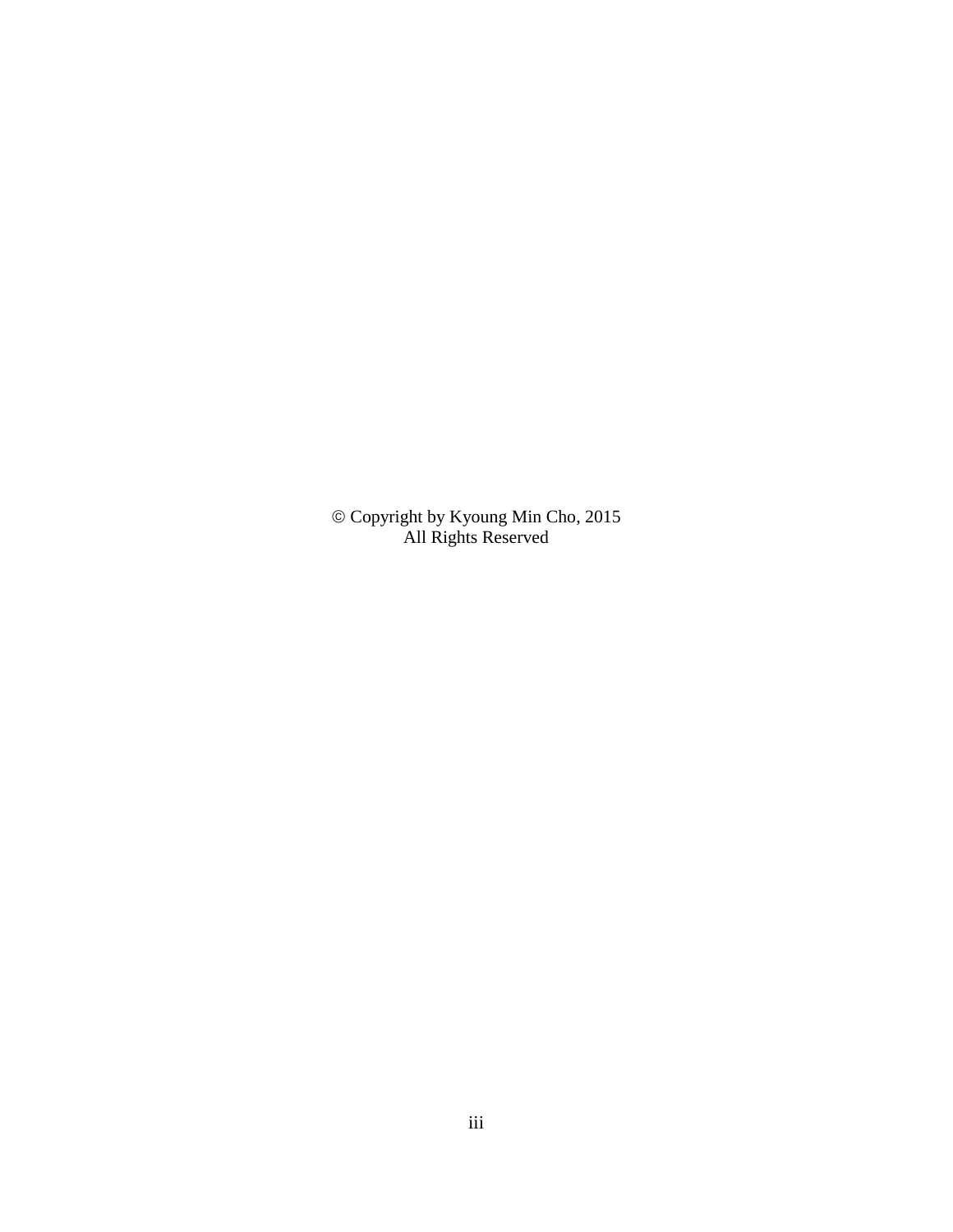© Copyright by Kyoung Min Cho, 2015
All Rights Reserved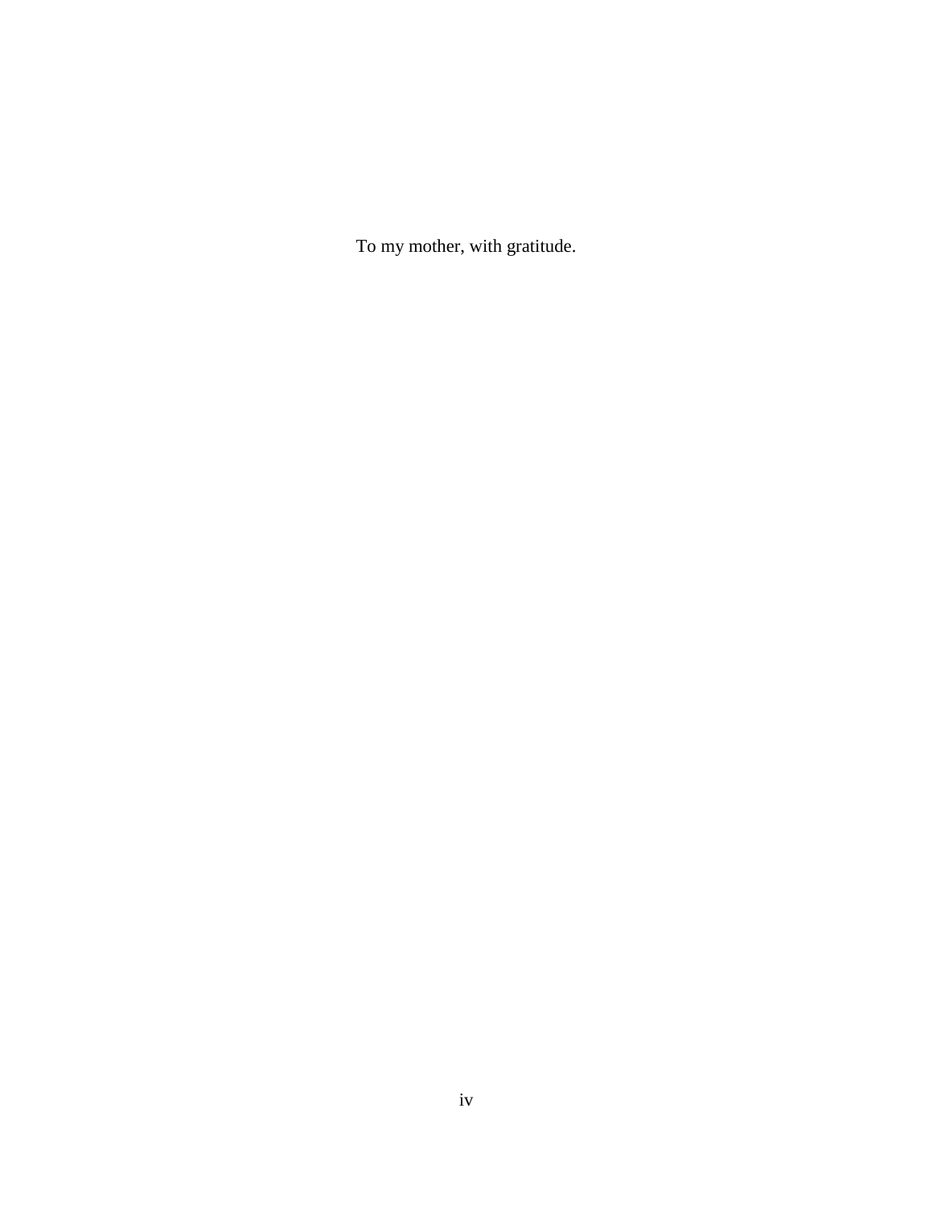To my mother, with gratitude.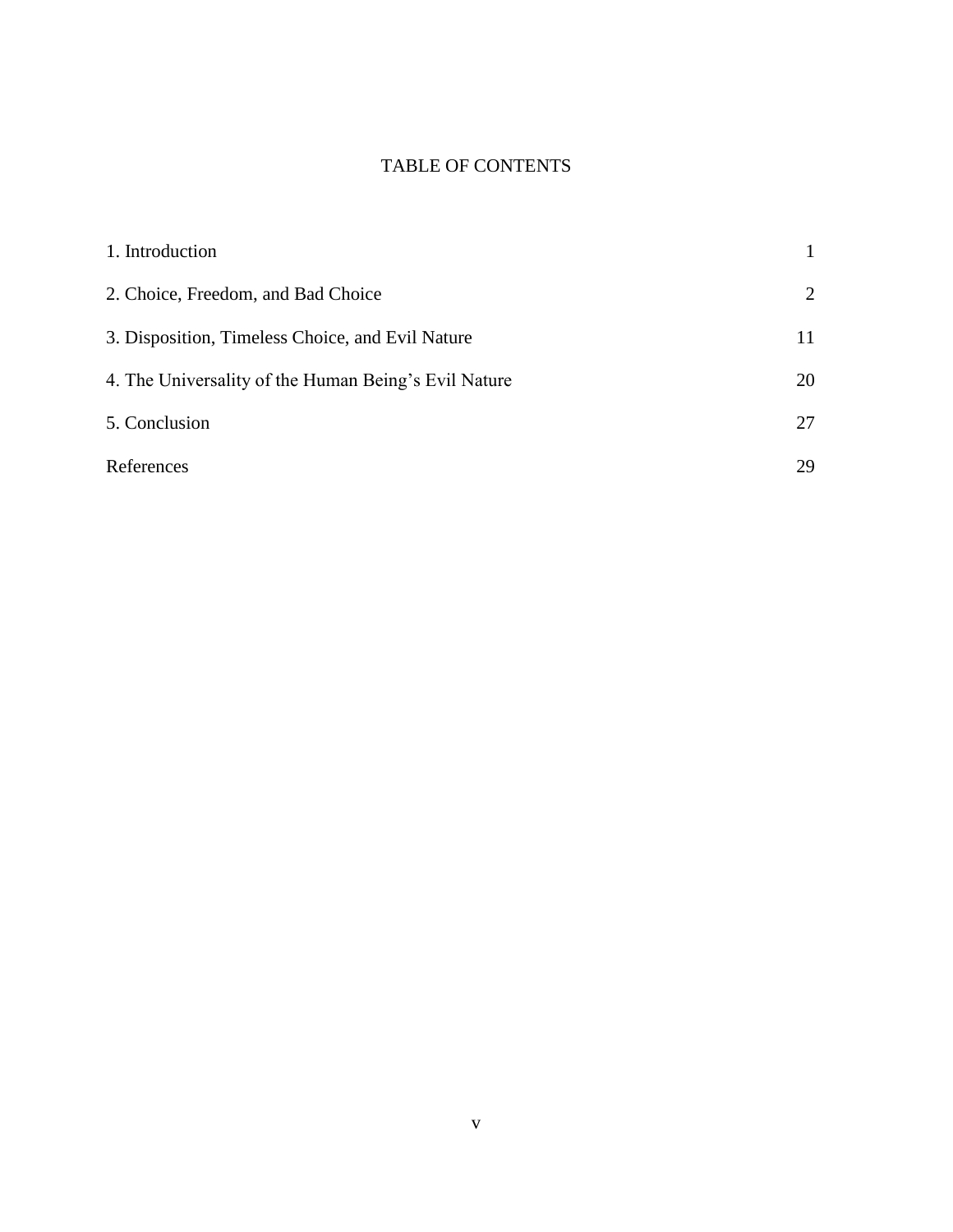# TABLE OF CONTENTS

| | |
|---|---|
| 1. Introduction | 1 |
| 2. Choice, Freedom, and Bad Choice | 2 |
| 3. Disposition, Timeless Choice, and Evil Nature | 11 |
| 4. The Universality of the Human Being's Evil Nature | 20 |
| 5. Conclusion | 27 |
| References | 29 |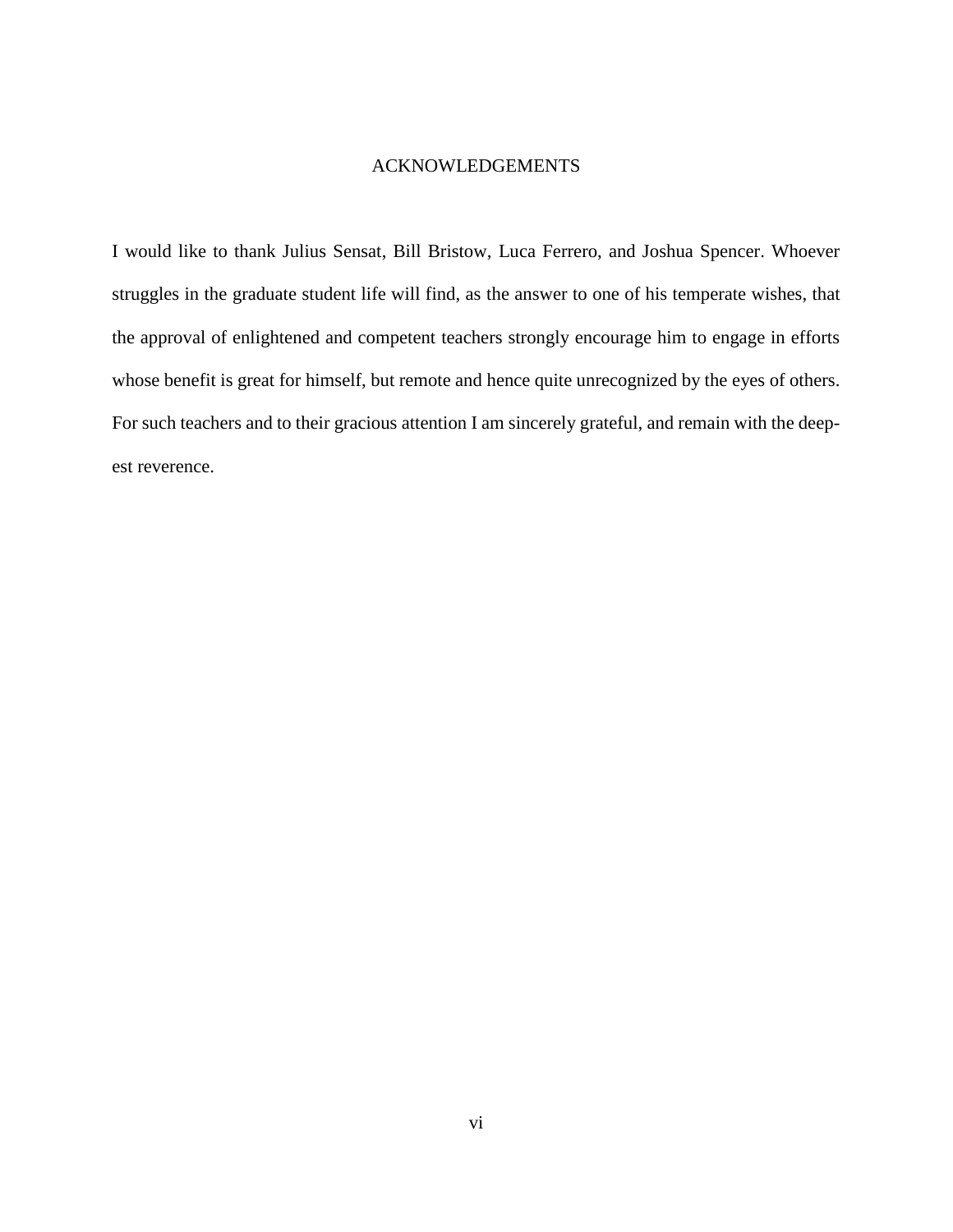# ACKNOWLEDGEMENTS

I would like to thank Julius Sensat, Bill Bristow, Luca Ferrero, and Joshua Spencer. Whoever struggles in the graduate student life will find, as the answer to one of his temperate wishes, that the approval of enlightened and competent teachers strongly encourage him to engage in efforts whose benefit is great for himself, but remote and hence quite unrecognized by the eyes of others. For such teachers and to their gracious attention I am sincerely grateful, and remain with the deepest reverence.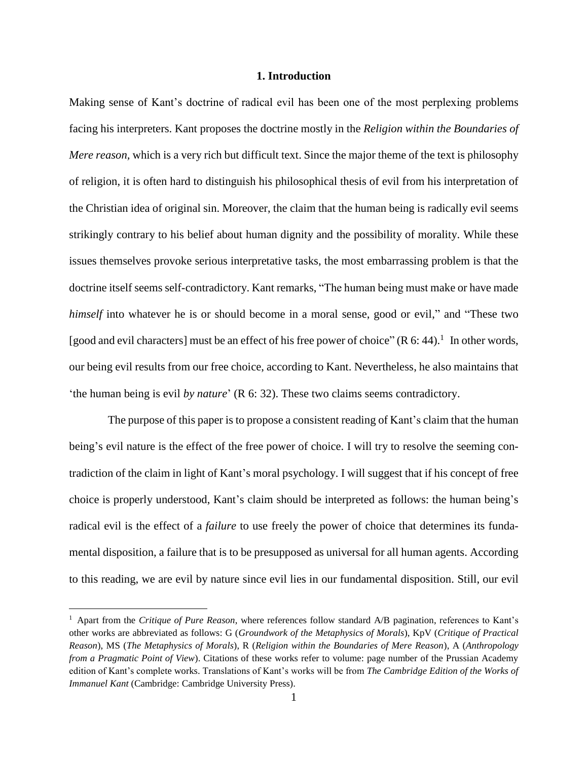## 1. Introduction

Making sense of Kant's doctrine of radical evil has been one of the most perplexing problems facing his interpreters. Kant proposes the doctrine mostly in the *Religion within the Boundaries of Mere reason*, which is a very rich but difficult text. Since the major theme of the text is philosophy of religion, it is often hard to distinguish his philosophical thesis of evil from his interpretation of the Christian idea of original sin. Moreover, the claim that the human being is radically evil seems strikingly contrary to his belief about human dignity and the possibility of morality. While these issues themselves provoke serious interpretative tasks, the most embarrassing problem is that the doctrine itself seems self-contradictory. Kant remarks, "The human being must make or have made *himself* into whatever he is or should become in a moral sense, good or evil," and "These two [good and evil characters] must be an effect of his free power of choice" (R 6: 44).[1] In other words, our being evil results from our free choice, according to Kant. Nevertheless, he also maintains that 'the human being is evil *by nature*' (R 6: 32). These two claims seems contradictory.

The purpose of this paper is to propose a consistent reading of Kant's claim that the human being's evil nature is the effect of the free power of choice. I will try to resolve the seeming contradiction of the claim in light of Kant's moral psychology. I will suggest that if his concept of free choice is properly understood, Kant's claim should be interpreted as follows: the human being's radical evil is the effect of a *failure* to use freely the power of choice that determines its fundamental disposition, a failure that is to be presupposed as universal for all human agents. According to this reading, we are evil by nature since evil lies in our fundamental disposition. Still, our evil

---

[1] Apart from the *Critique of Pure Reason*, where references follow standard A/B pagination, references to Kant's other works are abbreviated as follows: G (*Groundwork of the Metaphysics of Morals*), KpV (*Critique of Practical Reason*), MS (*The Metaphysics of Morals*), R (*Religion within the Boundaries of Mere Reason*), A (*Anthropology from a Pragmatic Point of View*). Citations of these works refer to volume: page number of the Prussian Academy edition of Kant's complete works. Translations of Kant's works will be from *The Cambridge Edition of the Works of Immanuel Kant* (Cambridge: Cambridge University Press).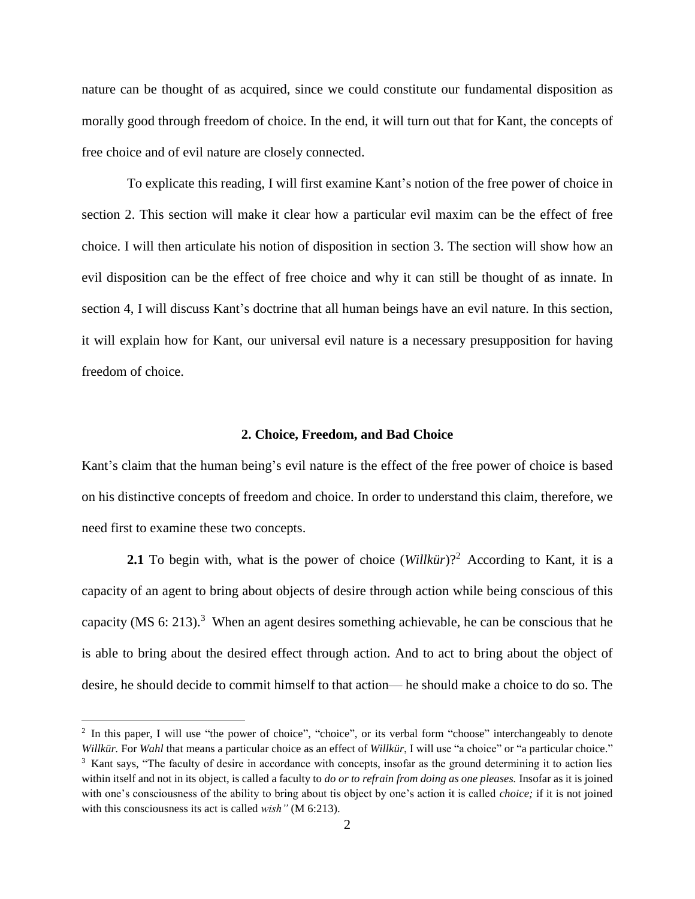nature can be thought of as acquired, since we could constitute our fundamental disposition as morally good through freedom of choice. In the end, it will turn out that for Kant, the concepts of free choice and of evil nature are closely connected.

To explicate this reading, I will first examine Kant's notion of the free power of choice in section 2. This section will make it clear how a particular evil maxim can be the effect of free choice. I will then articulate his notion of disposition in section 3. The section will show how an evil disposition can be the effect of free choice and why it can still be thought of as innate. In section 4, I will discuss Kant's doctrine that all human beings have an evil nature. In this section, it will explain how for Kant, our universal evil nature is a necessary presupposition for having freedom of choice.

## 2. Choice, Freedom, and Bad Choice

Kant's claim that the human being's evil nature is the effect of the free power of choice is based on his distinctive concepts of freedom and choice. In order to understand this claim, therefore, we need first to examine these two concepts.

**2.1** To begin with, what is the power of choice (*Willkür*)?[2] According to Kant, it is a capacity of an agent to bring about objects of desire through action while being conscious of this capacity (MS 6: 213).[3] When an agent desires something achievable, he can be conscious that he is able to bring about the desired effect through action. And to act to bring about the object of desire, he should decide to commit himself to that action— he should make a choice to do so. The

---

[2] In this paper, I will use "the power of choice", "choice", or its verbal form "choose" interchangeably to denote *Willkür.* For *Wahl* that means a particular choice as an effect of *Willkür*, I will use "a choice" or "a particular choice."

[3] Kant says, "The faculty of desire in accordance with concepts, insofar as the ground determining it to action lies within itself and not in its object, is called a faculty to *do or to refrain from doing as one pleases.* Insofar as it is joined with one's consciousness of the ability to bring about tis object by one's action it is called *choice;* if it is not joined with this consciousness its act is called *wish"* (M 6:213).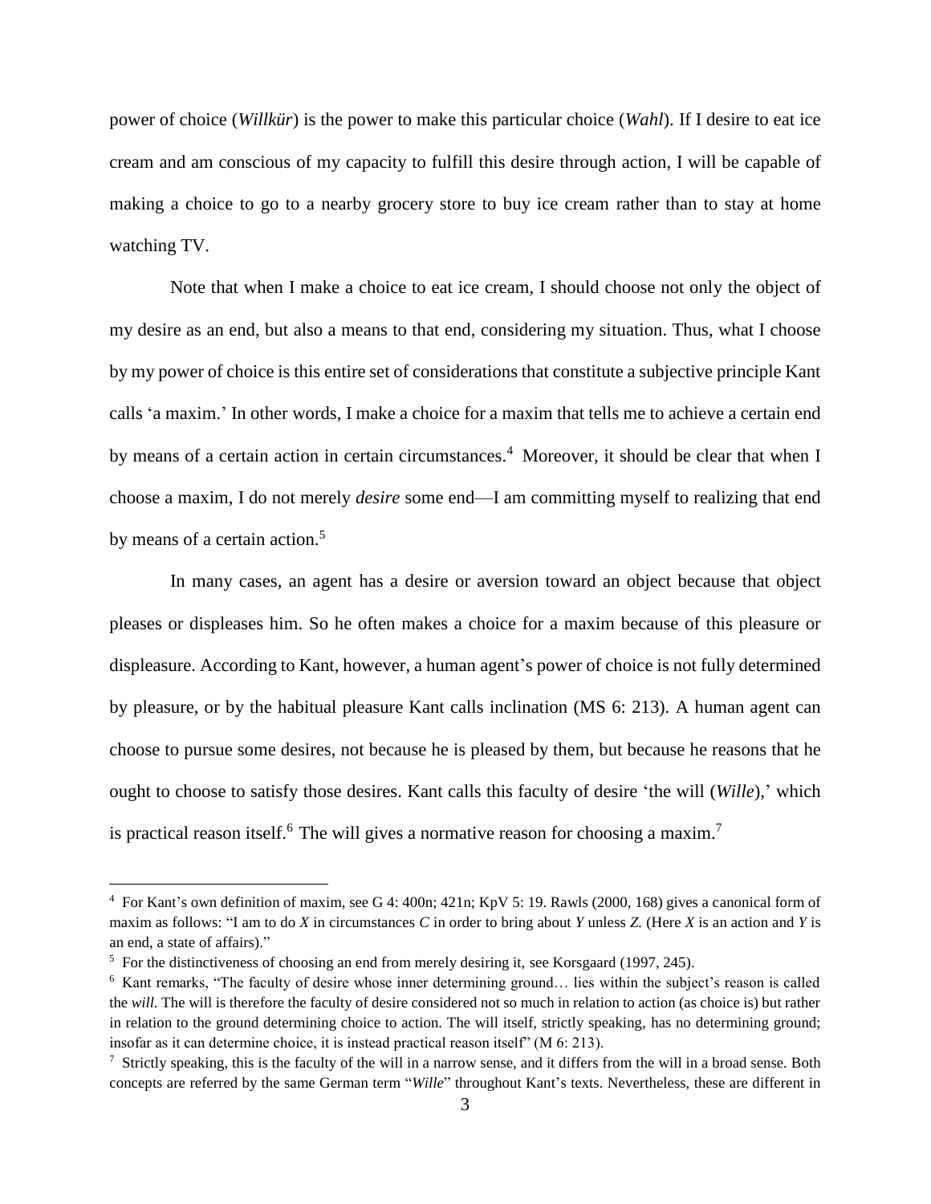power of choice (*Willkür*) is the power to make this particular choice (*Wahl*). If I desire to eat ice cream and am conscious of my capacity to fulfill this desire through action, I will be capable of making a choice to go to a nearby grocery store to buy ice cream rather than to stay at home watching TV.

Note that when I make a choice to eat ice cream, I should choose not only the object of my desire as an end, but also a means to that end, considering my situation. Thus, what I choose by my power of choice is this entire set of considerations that constitute a subjective principle Kant calls 'a maxim.' In other words, I make a choice for a maxim that tells me to achieve a certain end by means of a certain action in certain circumstances.[4] Moreover, it should be clear that when I choose a maxim, I do not merely *desire* some end—I am committing myself to realizing that end by means of a certain action.[5]

In many cases, an agent has a desire or aversion toward an object because that object pleases or displeases him. So he often makes a choice for a maxim because of this pleasure or displeasure. According to Kant, however, a human agent's power of choice is not fully determined by pleasure, or by the habitual pleasure Kant calls inclination (MS 6: 213). A human agent can choose to pursue some desires, not because he is pleased by them, but because he reasons that he ought to choose to satisfy those desires. Kant calls this faculty of desire 'the will (*Wille*),' which is practical reason itself.[6] The will gives a normative reason for choosing a maxim.[7]

---

[4] For Kant's own definition of maxim, see G 4: 400n; 421n; KpV 5: 19. Rawls (2000, 168) gives a canonical form of maxim as follows: "I am to do *X* in circumstances *C* in order to bring about *Y* unless *Z*. (Here *X* is an action and *Y* is an end, a state of affairs)."

[5] For the distinctiveness of choosing an end from merely desiring it, see Korsgaard (1997, 245).

[6] Kant remarks, "The faculty of desire whose inner determining ground… lies within the subject's reason is called the *will*. The will is therefore the faculty of desire considered not so much in relation to action (as choice is) but rather in relation to the ground determining choice to action. The will itself, strictly speaking, has no determining ground; insofar as it can determine choice, it is instead practical reason itself" (M 6: 213).

[7] Strictly speaking, this is the faculty of the will in a narrow sense, and it differs from the will in a broad sense. Both concepts are referred by the same German term "*Wille*" throughout Kant's texts. Nevertheless, these are different in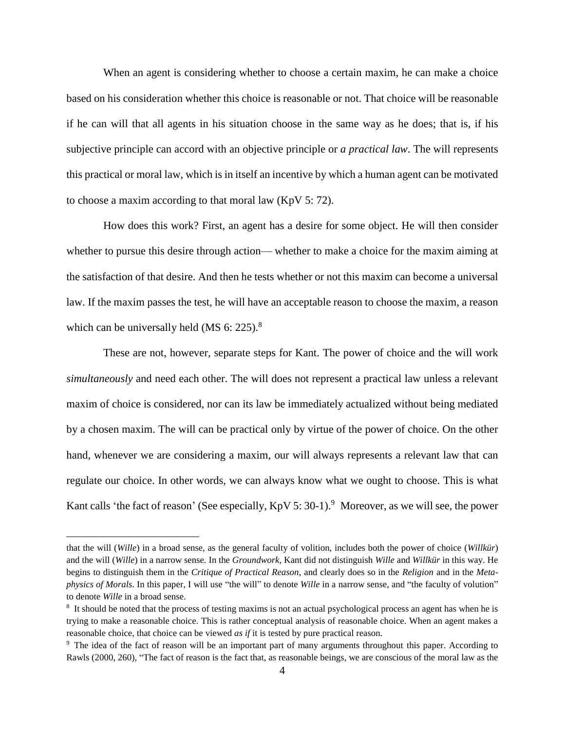When an agent is considering whether to choose a certain maxim, he can make a choice based on his consideration whether this choice is reasonable or not. That choice will be reasonable if he can will that all agents in his situation choose in the same way as he does; that is, if his subjective principle can accord with an objective principle or *a practical law*. The will represents this practical or moral law, which is in itself an incentive by which a human agent can be motivated to choose a maxim according to that moral law (KpV 5: 72).

How does this work? First, an agent has a desire for some object. He will then consider whether to pursue this desire through action— whether to make a choice for the maxim aiming at the satisfaction of that desire. And then he tests whether or not this maxim can become a universal law. If the maxim passes the test, he will have an acceptable reason to choose the maxim, a reason which can be universally held (MS 6: 225).[8]

These are not, however, separate steps for Kant. The power of choice and the will work *simultaneously* and need each other. The will does not represent a practical law unless a relevant maxim of choice is considered, nor can its law be immediately actualized without being mediated by a chosen maxim. The will can be practical only by virtue of the power of choice. On the other hand, whenever we are considering a maxim, our will always represents a relevant law that can regulate our choice. In other words, we can always know what we ought to choose. This is what Kant calls 'the fact of reason' (See especially, KpV 5: 30-1).[9] Moreover, as we will see, the power

---

that the will (*Wille*) in a broad sense, as the general faculty of volition, includes both the power of choice (*Willkür*) and the will (*Wille*) in a narrow sense. In the *Groundwork*, Kant did not distinguish *Wille* and *Willkür* in this way. He begins to distinguish them in the *Critique of Practical Reason*, and clearly does so in the *Religion* and in the *Metaphysics of Morals*. In this paper, I will use "the will" to denote *Wille* in a narrow sense, and "the faculty of volution" to denote *Wille* in a broad sense.

[8] It should be noted that the process of testing maxims is not an actual psychological process an agent has when he is trying to make a reasonable choice. This is rather conceptual analysis of reasonable choice. When an agent makes a reasonable choice, that choice can be viewed *as if* it is tested by pure practical reason.

[9] The idea of the fact of reason will be an important part of many arguments throughout this paper. According to Rawls (2000, 260), "The fact of reason is the fact that, as reasonable beings, we are conscious of the moral law as the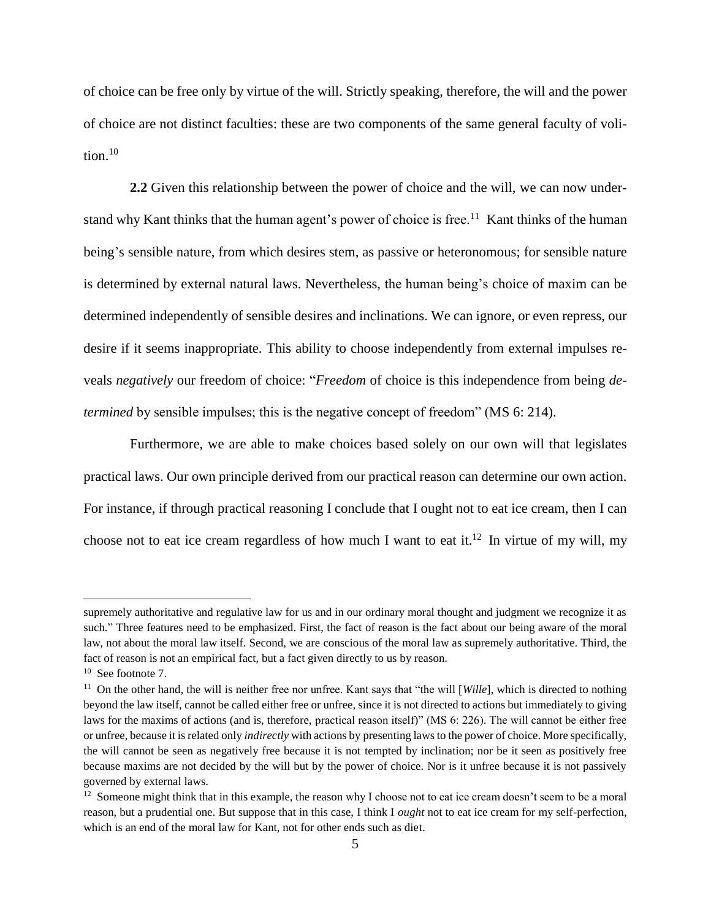of choice can be free only by virtue of the will. Strictly speaking, therefore, the will and the power of choice are not distinct faculties: these are two components of the same general faculty of volition.[10]

**2.2** Given this relationship between the power of choice and the will, we can now understand why Kant thinks that the human agent's power of choice is free.[11] Kant thinks of the human being's sensible nature, from which desires stem, as passive or heteronomous; for sensible nature is determined by external natural laws. Nevertheless, the human being's choice of maxim can be determined independently of sensible desires and inclinations. We can ignore, or even repress, our desire if it seems inappropriate. This ability to choose independently from external impulses reveals *negatively* our freedom of choice: "*Freedom* of choice is this independence from being *determined* by sensible impulses; this is the negative concept of freedom" (MS 6: 214).

Furthermore, we are able to make choices based solely on our own will that legislates practical laws. Our own principle derived from our practical reason can determine our own action. For instance, if through practical reasoning I conclude that I ought not to eat ice cream, then I can choose not to eat ice cream regardless of how much I want to eat it.[12] In virtue of my will, my

---

supremely authoritative and regulative law for us and in our ordinary moral thought and judgment we recognize it as such." Three features need to be emphasized. First, the fact of reason is the fact about our being aware of the moral law, not about the moral law itself. Second, we are conscious of the moral law as supremely authoritative. Third, the fact of reason is not an empirical fact, but a fact given directly to us by reason.

[10] See footnote 7.

[11] On the other hand, the will is neither free nor unfree. Kant says that "the will [*Wille*], which is directed to nothing beyond the law itself, cannot be called either free or unfree, since it is not directed to actions but immediately to giving laws for the maxims of actions (and is, therefore, practical reason itself)" (MS 6: 226). The will cannot be either free or unfree, because it is related only *indirectly* with actions by presenting laws to the power of choice. More specifically, the will cannot be seen as negatively free because it is not tempted by inclination; nor be it seen as positively free because maxims are not decided by the will but by the power of choice. Nor is it unfree because it is not passively governed by external laws.

[12] Someone might think that in this example, the reason why I choose not to eat ice cream doesn't seem to be a moral reason, but a prudential one. But suppose that in this case, I think I *ought* not to eat ice cream for my self-perfection, which is an end of the moral law for Kant, not for other ends such as diet.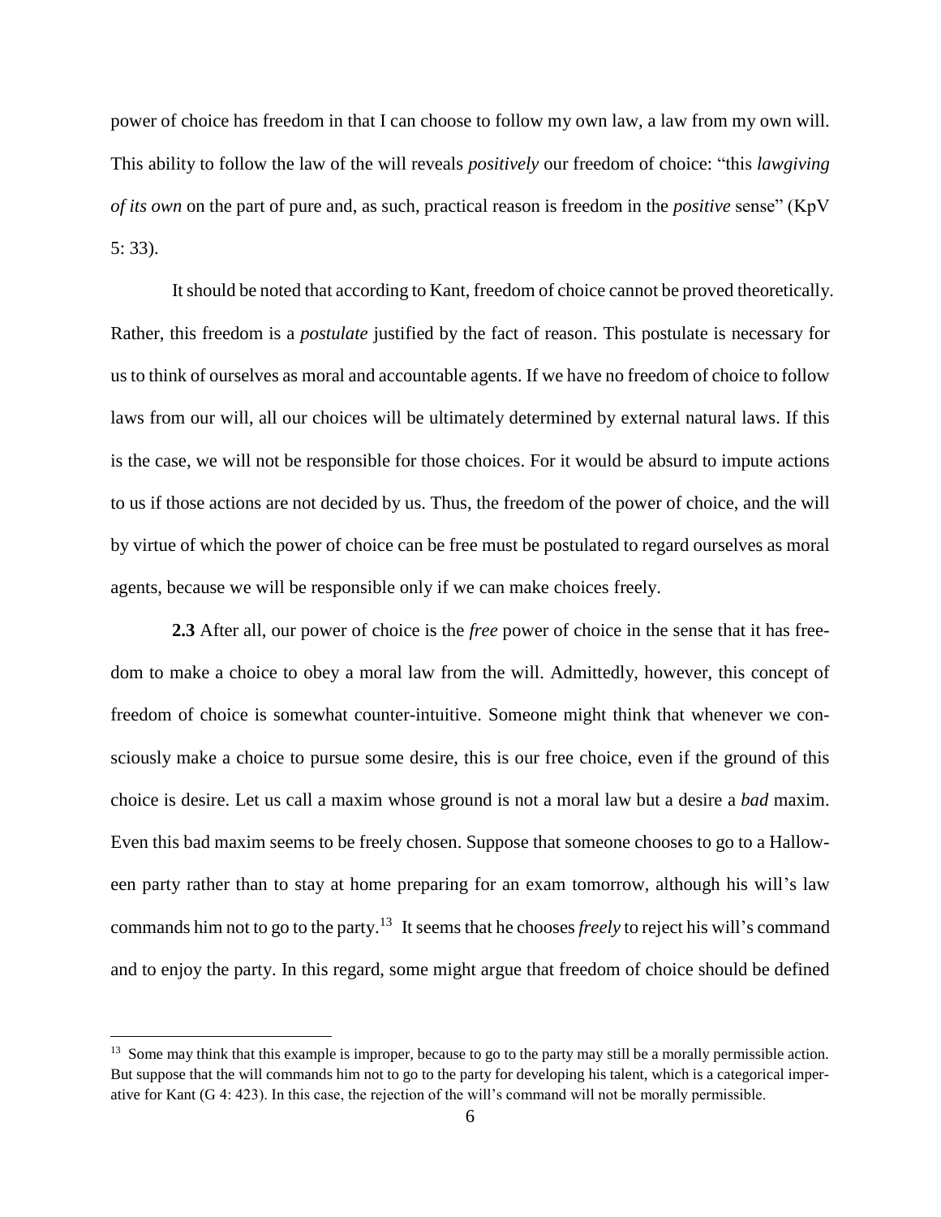power of choice has freedom in that I can choose to follow my own law, a law from my own will. This ability to follow the law of the will reveals *positively* our freedom of choice: "this *lawgiving of its own* on the part of pure and, as such, practical reason is freedom in the *positive* sense" (KpV 5: 33).

It should be noted that according to Kant, freedom of choice cannot be proved theoretically. Rather, this freedom is a *postulate* justified by the fact of reason. This postulate is necessary for us to think of ourselves as moral and accountable agents. If we have no freedom of choice to follow laws from our will, all our choices will be ultimately determined by external natural laws. If this is the case, we will not be responsible for those choices. For it would be absurd to impute actions to us if those actions are not decided by us. Thus, the freedom of the power of choice, and the will by virtue of which the power of choice can be free must be postulated to regard ourselves as moral agents, because we will be responsible only if we can make choices freely.

**2.3** After all, our power of choice is the *free* power of choice in the sense that it has freedom to make a choice to obey a moral law from the will. Admittedly, however, this concept of freedom of choice is somewhat counter-intuitive. Someone might think that whenever we consciously make a choice to pursue some desire, this is our free choice, even if the ground of this choice is desire. Let us call a maxim whose ground is not a moral law but a desire a *bad* maxim. Even this bad maxim seems to be freely chosen. Suppose that someone chooses to go to a Halloween party rather than to stay at home preparing for an exam tomorrow, although his will's law commands him not to go to the party.[13] It seems that he chooses *freely* to reject his will's command and to enjoy the party. In this regard, some might argue that freedom of choice should be defined

[13] Some may think that this example is improper, because to go to the party may still be a morally permissible action. But suppose that the will commands him not to go to the party for developing his talent, which is a categorical imperative for Kant (G 4: 423). In this case, the rejection of the will's command will not be morally permissible.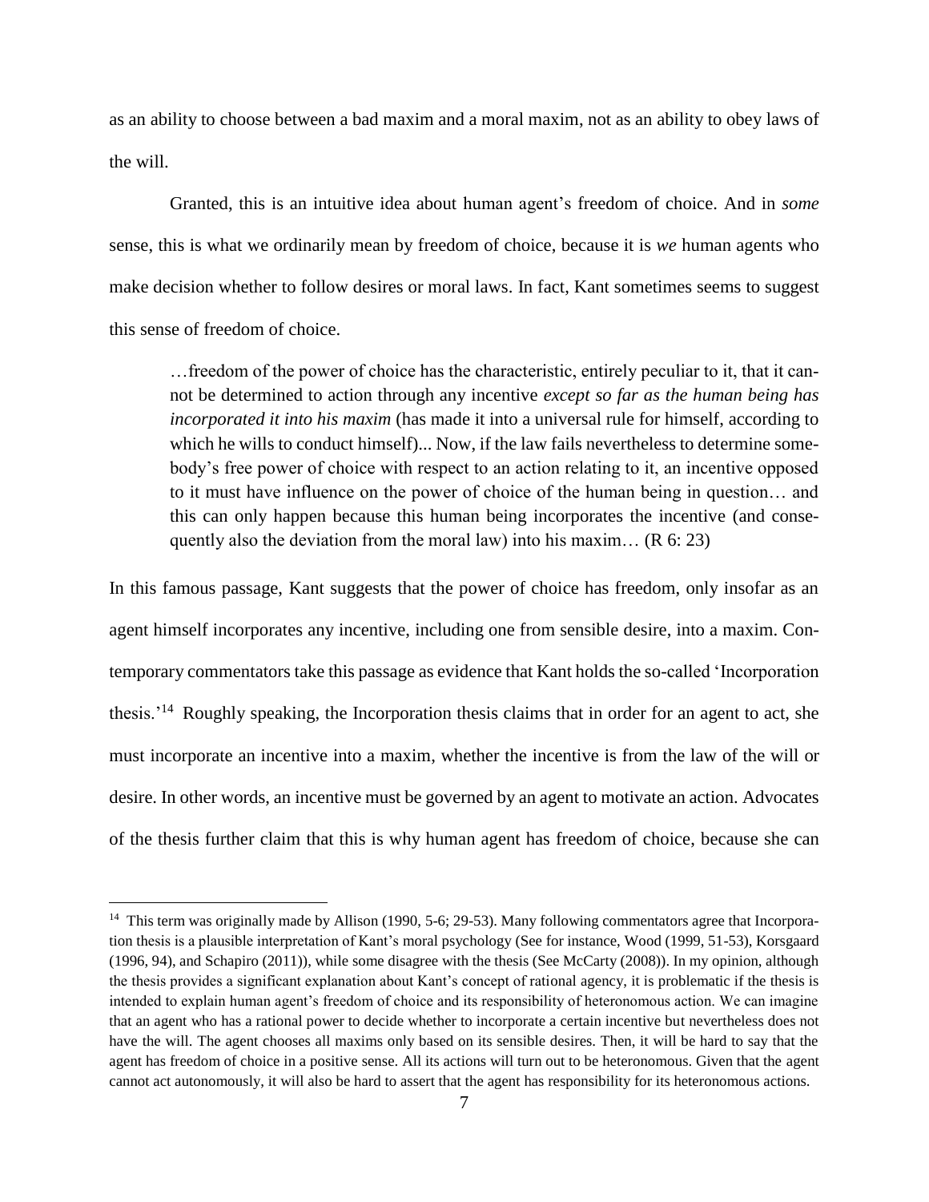as an ability to choose between a bad maxim and a moral maxim, not as an ability to obey laws of the will.

Granted, this is an intuitive idea about human agent's freedom of choice. And in *some* sense, this is what we ordinarily mean by freedom of choice, because it is *we* human agents who make decision whether to follow desires or moral laws. In fact, Kant sometimes seems to suggest this sense of freedom of choice.

> …freedom of the power of choice has the characteristic, entirely peculiar to it, that it cannot be determined to action through any incentive *except so far as the human being has incorporated it into his maxim* (has made it into a universal rule for himself, according to which he wills to conduct himself)... Now, if the law fails nevertheless to determine somebody's free power of choice with respect to an action relating to it, an incentive opposed to it must have influence on the power of choice of the human being in question… and this can only happen because this human being incorporates the incentive (and consequently also the deviation from the moral law) into his maxim… (R 6: 23)

In this famous passage, Kant suggests that the power of choice has freedom, only insofar as an agent himself incorporates any incentive, including one from sensible desire, into a maxim. Contemporary commentators take this passage as evidence that Kant holds the so-called 'Incorporation thesis.'[14] Roughly speaking, the Incorporation thesis claims that in order for an agent to act, she must incorporate an incentive into a maxim, whether the incentive is from the law of the will or desire. In other words, an incentive must be governed by an agent to motivate an action. Advocates of the thesis further claim that this is why human agent has freedom of choice, because she can

[14] This term was originally made by Allison (1990, 5-6; 29-53). Many following commentators agree that Incorporation thesis is a plausible interpretation of Kant's moral psychology (See for instance, Wood (1999, 51-53), Korsgaard (1996, 94), and Schapiro (2011)), while some disagree with the thesis (See McCarty (2008)). In my opinion, although the thesis provides a significant explanation about Kant's concept of rational agency, it is problematic if the thesis is intended to explain human agent's freedom of choice and its responsibility of heteronomous action. We can imagine that an agent who has a rational power to decide whether to incorporate a certain incentive but nevertheless does not have the will. The agent chooses all maxims only based on its sensible desires. Then, it will be hard to say that the agent has freedom of choice in a positive sense. All its actions will turn out to be heteronomous. Given that the agent cannot act autonomously, it will also be hard to assert that the agent has responsibility for its heteronomous actions.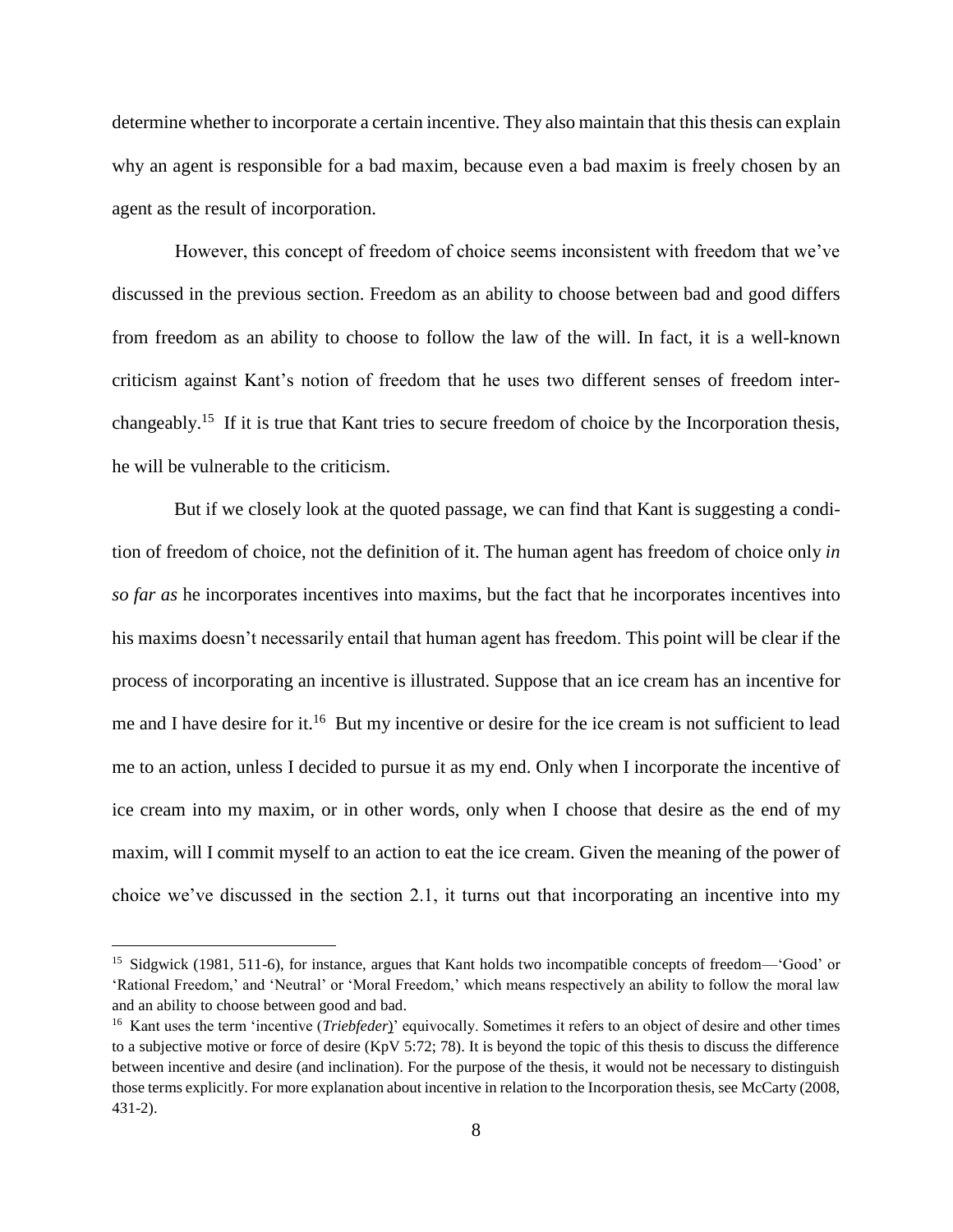determine whether to incorporate a certain incentive. They also maintain that this thesis can explain why an agent is responsible for a bad maxim, because even a bad maxim is freely chosen by an agent as the result of incorporation.

However, this concept of freedom of choice seems inconsistent with freedom that we've discussed in the previous section. Freedom as an ability to choose between bad and good differs from freedom as an ability to choose to follow the law of the will. In fact, it is a well-known criticism against Kant's notion of freedom that he uses two different senses of freedom interchangeably.[15] If it is true that Kant tries to secure freedom of choice by the Incorporation thesis, he will be vulnerable to the criticism.

But if we closely look at the quoted passage, we can find that Kant is suggesting a condition of freedom of choice, not the definition of it. The human agent has freedom of choice only *in so far as* he incorporates incentives into maxims, but the fact that he incorporates incentives into his maxims doesn't necessarily entail that human agent has freedom. This point will be clear if the process of incorporating an incentive is illustrated. Suppose that an ice cream has an incentive for me and I have desire for it.[16] But my incentive or desire for the ice cream is not sufficient to lead me to an action, unless I decided to pursue it as my end. Only when I incorporate the incentive of ice cream into my maxim, or in other words, only when I choose that desire as the end of my maxim, will I commit myself to an action to eat the ice cream. Given the meaning of the power of choice we've discussed in the section 2.1, it turns out that incorporating an incentive into my

---

[15] Sidgwick (1981, 511-6), for instance, argues that Kant holds two incompatible concepts of freedom—'Good' or 'Rational Freedom,' and 'Neutral' or 'Moral Freedom,' which means respectively an ability to follow the moral law and an ability to choose between good and bad.

[16] Kant uses the term 'incentive (*Triebfeder*)' equivocally. Sometimes it refers to an object of desire and other times to a subjective motive or force of desire (KpV 5:72; 78). It is beyond the topic of this thesis to discuss the difference between incentive and desire (and inclination). For the purpose of the thesis, it would not be necessary to distinguish those terms explicitly. For more explanation about incentive in relation to the Incorporation thesis, see McCarty (2008, 431-2).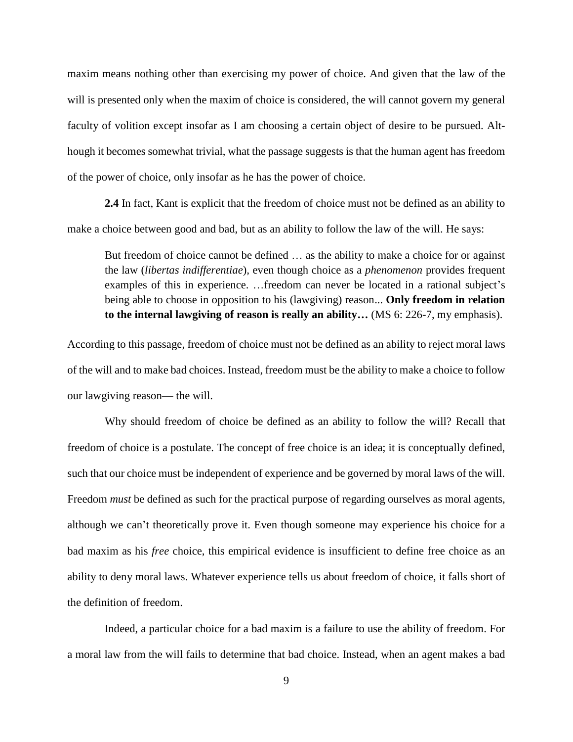maxim means nothing other than exercising my power of choice. And given that the law of the will is presented only when the maxim of choice is considered, the will cannot govern my general faculty of volition except insofar as I am choosing a certain object of desire to be pursued. Although it becomes somewhat trivial, what the passage suggests is that the human agent has freedom of the power of choice, only insofar as he has the power of choice.

**2.4** In fact, Kant is explicit that the freedom of choice must not be defined as an ability to make a choice between good and bad, but as an ability to follow the law of the will. He says:

> But freedom of choice cannot be defined … as the ability to make a choice for or against the law (*libertas indifferentiae*), even though choice as a *phenomenon* provides frequent examples of this in experience. …freedom can never be located in a rational subject's being able to choose in opposition to his (lawgiving) reason... **Only freedom in relation to the internal lawgiving of reason is really an ability…** (MS 6: 226-7, my emphasis).

According to this passage, freedom of choice must not be defined as an ability to reject moral laws of the will and to make bad choices. Instead, freedom must be the ability to make a choice to follow our lawgiving reason— the will.

Why should freedom of choice be defined as an ability to follow the will? Recall that freedom of choice is a postulate. The concept of free choice is an idea; it is conceptually defined, such that our choice must be independent of experience and be governed by moral laws of the will. Freedom *must* be defined as such for the practical purpose of regarding ourselves as moral agents, although we can't theoretically prove it. Even though someone may experience his choice for a bad maxim as his *free* choice, this empirical evidence is insufficient to define free choice as an ability to deny moral laws. Whatever experience tells us about freedom of choice, it falls short of the definition of freedom.

Indeed, a particular choice for a bad maxim is a failure to use the ability of freedom. For a moral law from the will fails to determine that bad choice. Instead, when an agent makes a bad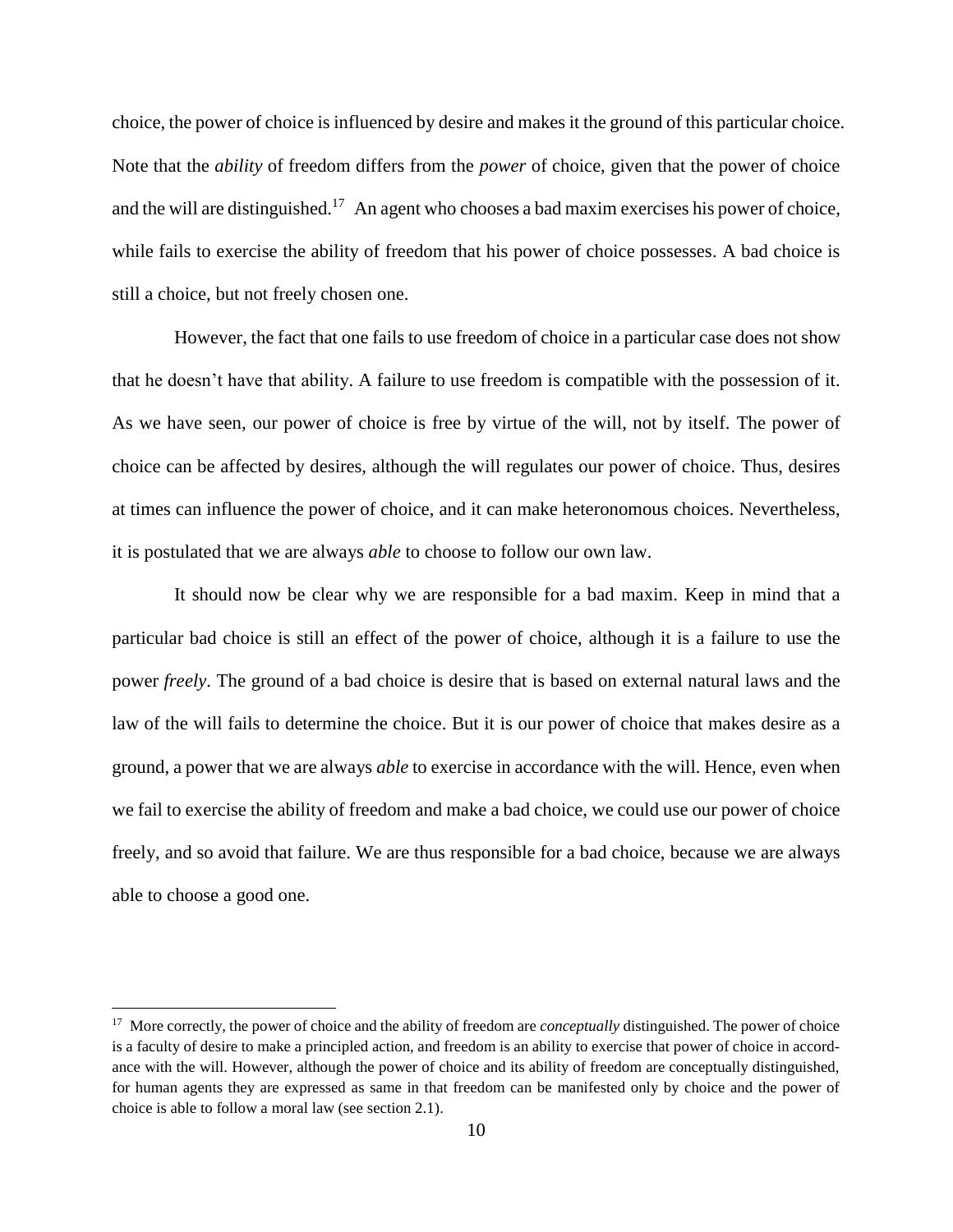choice, the power of choice is influenced by desire and makes it the ground of this particular choice. Note that the *ability* of freedom differs from the *power* of choice, given that the power of choice and the will are distinguished.[17] An agent who chooses a bad maxim exercises his power of choice, while fails to exercise the ability of freedom that his power of choice possesses. A bad choice is still a choice, but not freely chosen one.

However, the fact that one fails to use freedom of choice in a particular case does not show that he doesn't have that ability. A failure to use freedom is compatible with the possession of it. As we have seen, our power of choice is free by virtue of the will, not by itself. The power of choice can be affected by desires, although the will regulates our power of choice. Thus, desires at times can influence the power of choice, and it can make heteronomous choices. Nevertheless, it is postulated that we are always *able* to choose to follow our own law.

It should now be clear why we are responsible for a bad maxim. Keep in mind that a particular bad choice is still an effect of the power of choice, although it is a failure to use the power *freely*. The ground of a bad choice is desire that is based on external natural laws and the law of the will fails to determine the choice. But it is our power of choice that makes desire as a ground, a power that we are always *able* to exercise in accordance with the will. Hence, even when we fail to exercise the ability of freedom and make a bad choice, we could use our power of choice freely, and so avoid that failure. We are thus responsible for a bad choice, because we are always able to choose a good one.

---

[17] More correctly, the power of choice and the ability of freedom are *conceptually* distinguished. The power of choice is a faculty of desire to make a principled action, and freedom is an ability to exercise that power of choice in accordance with the will. However, although the power of choice and its ability of freedom are conceptually distinguished, for human agents they are expressed as same in that freedom can be manifested only by choice and the power of choice is able to follow a moral law (see section 2.1).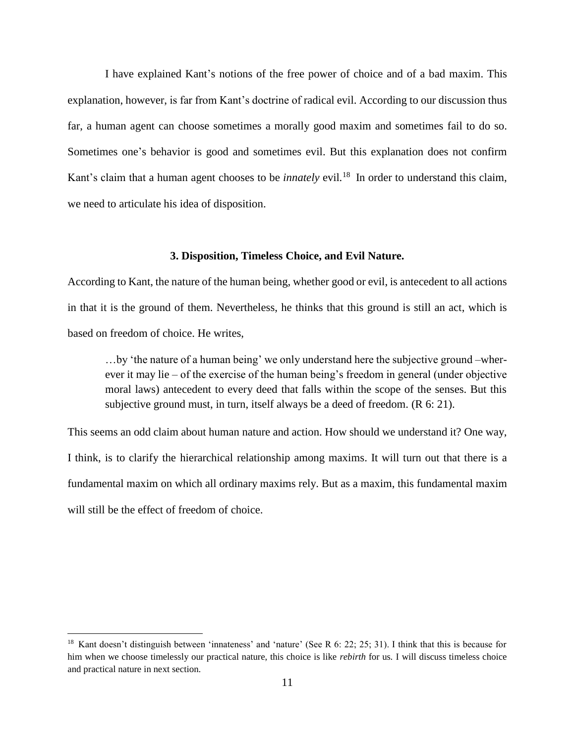I have explained Kant's notions of the free power of choice and of a bad maxim. This explanation, however, is far from Kant's doctrine of radical evil. According to our discussion thus far, a human agent can choose sometimes a morally good maxim and sometimes fail to do so. Sometimes one's behavior is good and sometimes evil. But this explanation does not confirm Kant's claim that a human agent chooses to be *innately* evil.[18] In order to understand this claim, we need to articulate his idea of disposition.

### 3. Disposition, Timeless Choice, and Evil Nature.

According to Kant, the nature of the human being, whether good or evil, is antecedent to all actions in that it is the ground of them. Nevertheless, he thinks that this ground is still an act, which is based on freedom of choice. He writes,

> …by 'the nature of a human being' we only understand here the subjective ground –wherever it may lie – of the exercise of the human being's freedom in general (under objective moral laws) antecedent to every deed that falls within the scope of the senses. But this subjective ground must, in turn, itself always be a deed of freedom. (R 6: 21).

This seems an odd claim about human nature and action. How should we understand it? One way, I think, is to clarify the hierarchical relationship among maxims. It will turn out that there is a fundamental maxim on which all ordinary maxims rely. But as a maxim, this fundamental maxim will still be the effect of freedom of choice.

---

[18] Kant doesn't distinguish between 'innateness' and 'nature' (See R 6: 22; 25; 31). I think that this is because for him when we choose timelessly our practical nature, this choice is like *rebirth* for us. I will discuss timeless choice and practical nature in next section.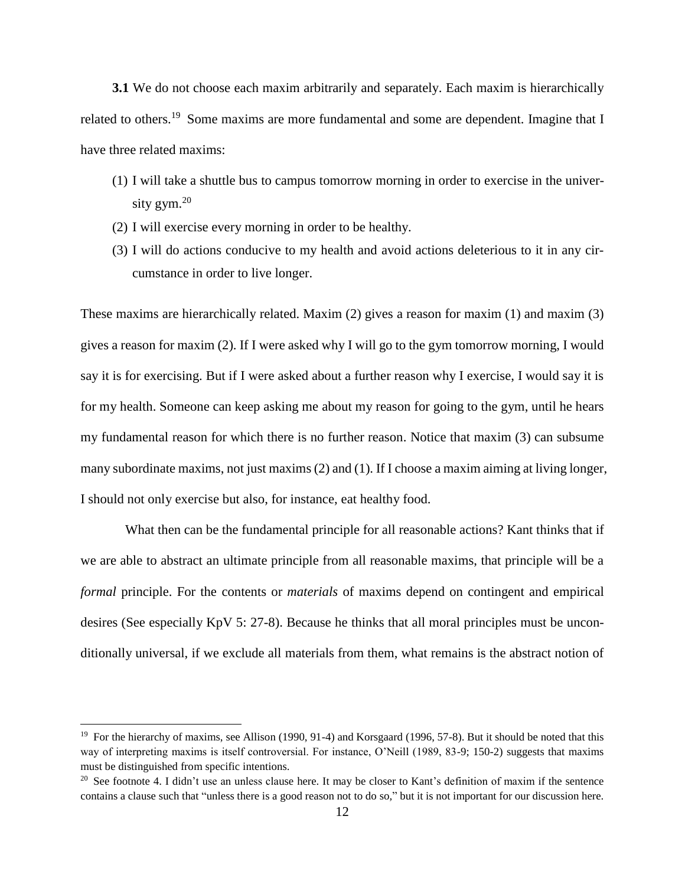**3.1** We do not choose each maxim arbitrarily and separately. Each maxim is hierarchically related to others.[19] Some maxims are more fundamental and some are dependent. Imagine that I have three related maxims:

(1) I will take a shuttle bus to campus tomorrow morning in order to exercise in the university gym.[20]
(2) I will exercise every morning in order to be healthy.
(3) I will do actions conducive to my health and avoid actions deleterious to it in any circumstance in order to live longer.

These maxims are hierarchically related. Maxim (2) gives a reason for maxim (1) and maxim (3) gives a reason for maxim (2). If I were asked why I will go to the gym tomorrow morning, I would say it is for exercising. But if I were asked about a further reason why I exercise, I would say it is for my health. Someone can keep asking me about my reason for going to the gym, until he hears my fundamental reason for which there is no further reason. Notice that maxim (3) can subsume many subordinate maxims, not just maxims (2) and (1). If I choose a maxim aiming at living longer, I should not only exercise but also, for instance, eat healthy food.

What then can be the fundamental principle for all reasonable actions? Kant thinks that if we are able to abstract an ultimate principle from all reasonable maxims, that principle will be a *formal* principle. For the contents or *materials* of maxims depend on contingent and empirical desires (See especially KpV 5: 27-8). Because he thinks that all moral principles must be unconditionally universal, if we exclude all materials from them, what remains is the abstract notion of

---

[19] For the hierarchy of maxims, see Allison (1990, 91-4) and Korsgaard (1996, 57-8). But it should be noted that this way of interpreting maxims is itself controversial. For instance, O'Neill (1989, 83-9; 150-2) suggests that maxims must be distinguished from specific intentions.

[20] See footnote 4. I didn't use an unless clause here. It may be closer to Kant's definition of maxim if the sentence contains a clause such that "unless there is a good reason not to do so," but it is not important for our discussion here.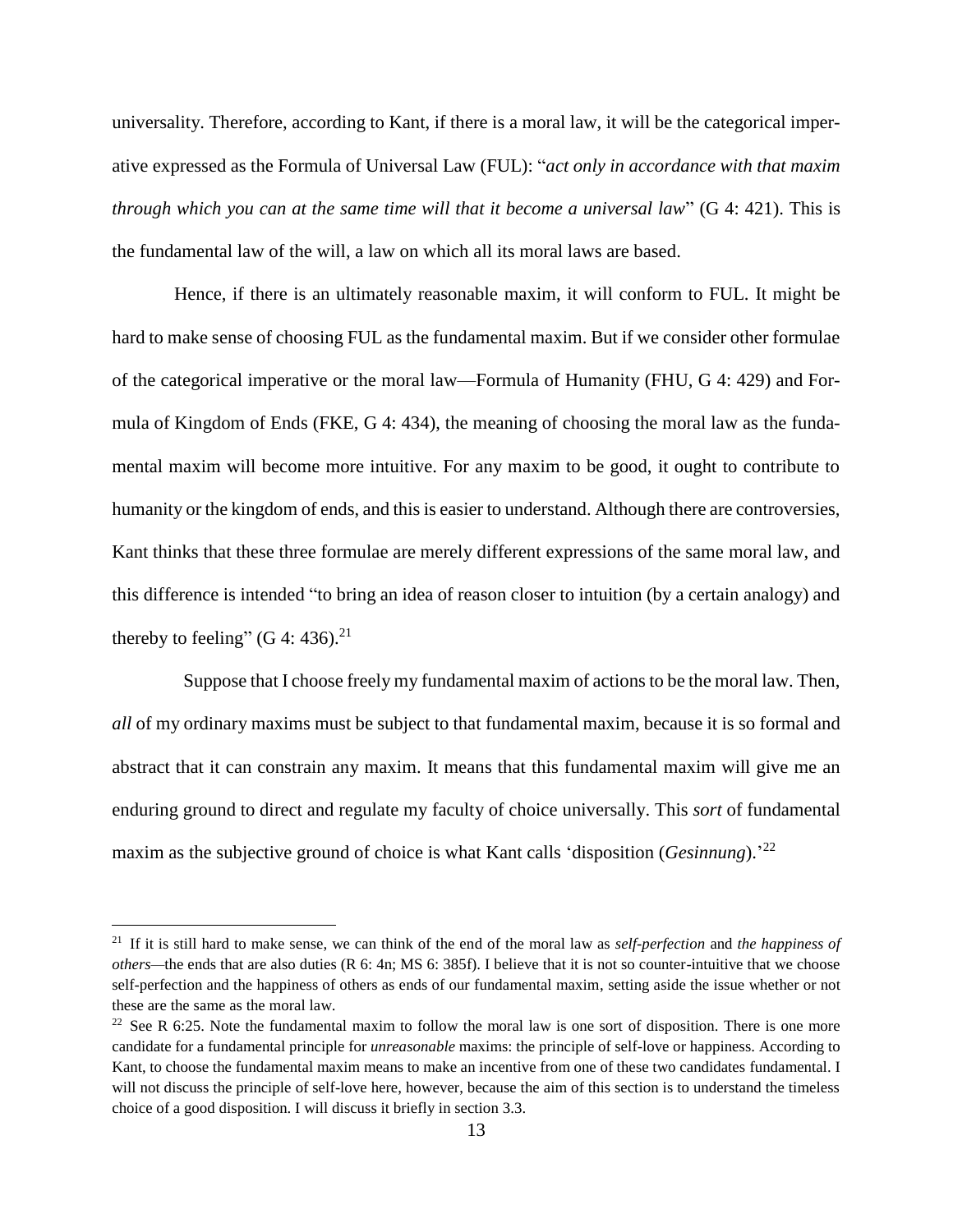universality. Therefore, according to Kant, if there is a moral law, it will be the categorical imperative expressed as the Formula of Universal Law (FUL): "*act only in accordance with that maxim through which you can at the same time will that it become a universal law*" (G 4: 421). This is the fundamental law of the will, a law on which all its moral laws are based.

Hence, if there is an ultimately reasonable maxim, it will conform to FUL. It might be hard to make sense of choosing FUL as the fundamental maxim. But if we consider other formulae of the categorical imperative or the moral law—Formula of Humanity (FHU, G 4: 429) and Formula of Kingdom of Ends (FKE, G 4: 434), the meaning of choosing the moral law as the fundamental maxim will become more intuitive. For any maxim to be good, it ought to contribute to humanity or the kingdom of ends, and this is easier to understand. Although there are controversies, Kant thinks that these three formulae are merely different expressions of the same moral law, and this difference is intended "to bring an idea of reason closer to intuition (by a certain analogy) and thereby to feeling" (G 4: 436).[21]

Suppose that I choose freely my fundamental maxim of actions to be the moral law. Then, *all* of my ordinary maxims must be subject to that fundamental maxim, because it is so formal and abstract that it can constrain any maxim. It means that this fundamental maxim will give me an enduring ground to direct and regulate my faculty of choice universally. This *sort* of fundamental maxim as the subjective ground of choice is what Kant calls 'disposition (*Gesinnung*).'[22]

---

[21] If it is still hard to make sense, we can think of the end of the moral law as *self-perfection* and *the happiness of others*—the ends that are also duties (R 6: 4n; MS 6: 385f). I believe that it is not so counter-intuitive that we choose self-perfection and the happiness of others as ends of our fundamental maxim, setting aside the issue whether or not these are the same as the moral law.

[22] See R 6:25. Note the fundamental maxim to follow the moral law is one sort of disposition. There is one more candidate for a fundamental principle for *unreasonable* maxims: the principle of self-love or happiness. According to Kant, to choose the fundamental maxim means to make an incentive from one of these two candidates fundamental. I will not discuss the principle of self-love here, however, because the aim of this section is to understand the timeless choice of a good disposition. I will discuss it briefly in section 3.3.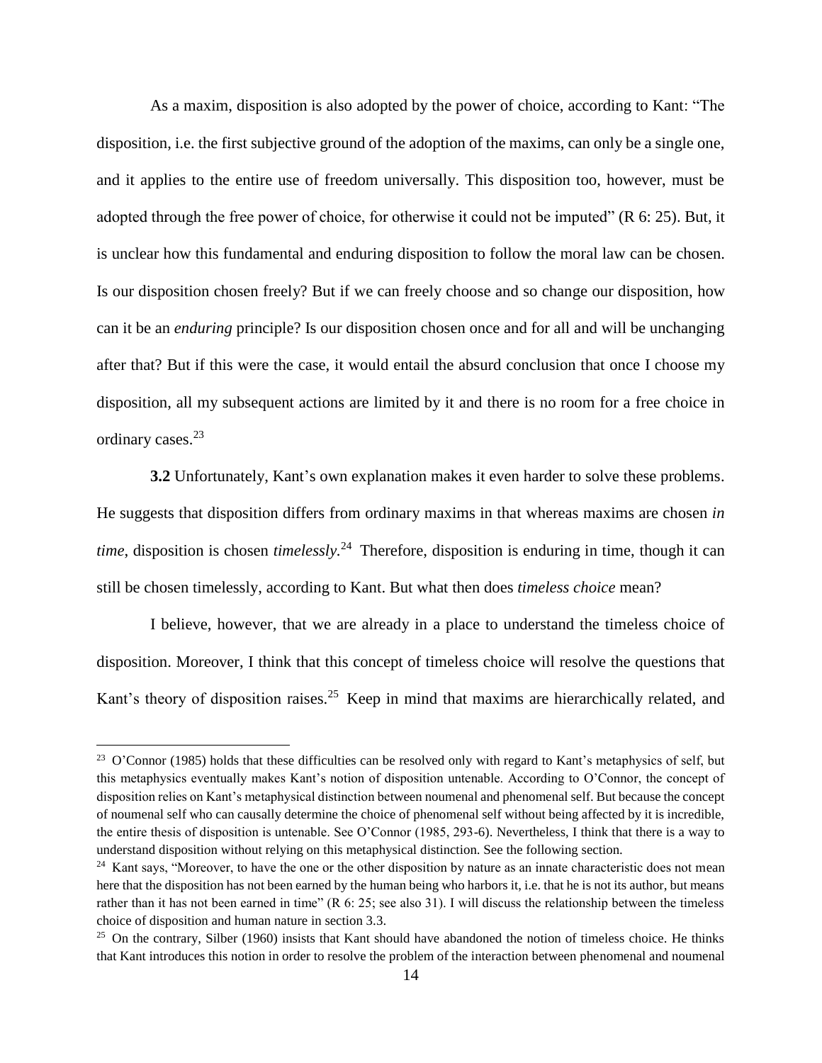As a maxim, disposition is also adopted by the power of choice, according to Kant: "The disposition, i.e. the first subjective ground of the adoption of the maxims, can only be a single one, and it applies to the entire use of freedom universally. This disposition too, however, must be adopted through the free power of choice, for otherwise it could not be imputed" (R 6: 25). But, it is unclear how this fundamental and enduring disposition to follow the moral law can be chosen. Is our disposition chosen freely? But if we can freely choose and so change our disposition, how can it be an *enduring* principle? Is our disposition chosen once and for all and will be unchanging after that? But if this were the case, it would entail the absurd conclusion that once I choose my disposition, all my subsequent actions are limited by it and there is no room for a free choice in ordinary cases.[23]

**3.2** Unfortunately, Kant's own explanation makes it even harder to solve these problems. He suggests that disposition differs from ordinary maxims in that whereas maxims are chosen *in time*, disposition is chosen *timelessly*.[24] Therefore, disposition is enduring in time, though it can still be chosen timelessly, according to Kant. But what then does *timeless choice* mean?

I believe, however, that we are already in a place to understand the timeless choice of disposition. Moreover, I think that this concept of timeless choice will resolve the questions that Kant's theory of disposition raises.[25] Keep in mind that maxims are hierarchically related, and

---

[23] O'Connor (1985) holds that these difficulties can be resolved only with regard to Kant's metaphysics of self, but this metaphysics eventually makes Kant's notion of disposition untenable. According to O'Connor, the concept of disposition relies on Kant's metaphysical distinction between noumenal and phenomenal self. But because the concept of noumenal self who can causally determine the choice of phenomenal self without being affected by it is incredible, the entire thesis of disposition is untenable. See O'Connor (1985, 293-6). Nevertheless, I think that there is a way to understand disposition without relying on this metaphysical distinction. See the following section.

[24] Kant says, "Moreover, to have the one or the other disposition by nature as an innate characteristic does not mean here that the disposition has not been earned by the human being who harbors it, i.e. that he is not its author, but means rather than it has not been earned in time" (R 6: 25; see also 31). I will discuss the relationship between the timeless choice of disposition and human nature in section 3.3.

[25] On the contrary, Silber (1960) insists that Kant should have abandoned the notion of timeless choice. He thinks that Kant introduces this notion in order to resolve the problem of the interaction between phenomenal and noumenal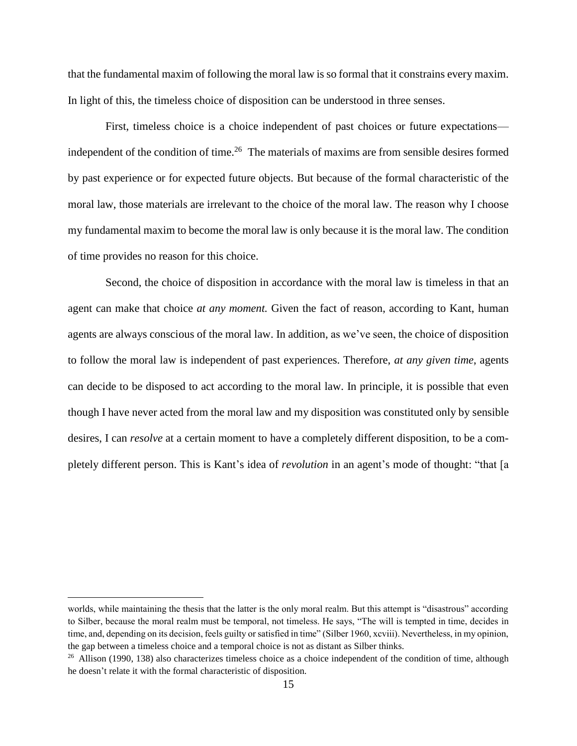that the fundamental maxim of following the moral law is so formal that it constrains every maxim. In light of this, the timeless choice of disposition can be understood in three senses.

First, timeless choice is a choice independent of past choices or future expectations—independent of the condition of time.[26] The materials of maxims are from sensible desires formed by past experience or for expected future objects. But because of the formal characteristic of the moral law, those materials are irrelevant to the choice of the moral law. The reason why I choose my fundamental maxim to become the moral law is only because it is the moral law. The condition of time provides no reason for this choice.

Second, the choice of disposition in accordance with the moral law is timeless in that an agent can make that choice *at any moment.* Given the fact of reason, according to Kant, human agents are always conscious of the moral law. In addition, as we've seen, the choice of disposition to follow the moral law is independent of past experiences. Therefore, *at any given time*, agents can decide to be disposed to act according to the moral law. In principle, it is possible that even though I have never acted from the moral law and my disposition was constituted only by sensible desires, I can *resolve* at a certain moment to have a completely different disposition, to be a completely different person. This is Kant's idea of *revolution* in an agent's mode of thought: "that [a

---

worlds, while maintaining the thesis that the latter is the only moral realm. But this attempt is "disastrous" according to Silber, because the moral realm must be temporal, not timeless. He says, "The will is tempted in time, decides in time, and, depending on its decision, feels guilty or satisfied in time" (Silber 1960, xcviii). Nevertheless, in my opinion, the gap between a timeless choice and a temporal choice is not as distant as Silber thinks.

[26] Allison (1990, 138) also characterizes timeless choice as a choice independent of the condition of time, although he doesn't relate it with the formal characteristic of disposition.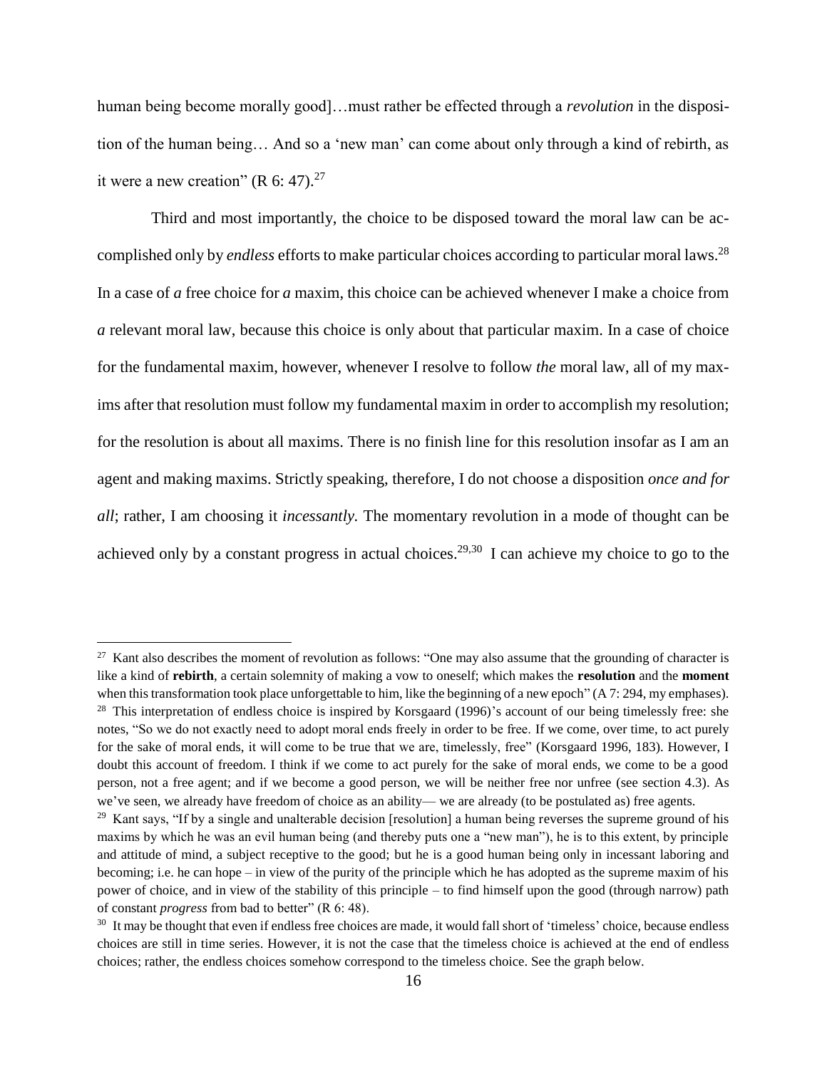human being become morally good]…must rather be effected through a *revolution* in the disposition of the human being… And so a 'new man' can come about only through a kind of rebirth, as it were a new creation" (R 6: 47).[27]

Third and most importantly, the choice to be disposed toward the moral law can be accomplished only by *endless* efforts to make particular choices according to particular moral laws.[28] In a case of *a* free choice for *a* maxim, this choice can be achieved whenever I make a choice from *a* relevant moral law, because this choice is only about that particular maxim. In a case of choice for the fundamental maxim, however, whenever I resolve to follow *the* moral law, all of my maxims after that resolution must follow my fundamental maxim in order to accomplish my resolution; for the resolution is about all maxims. There is no finish line for this resolution insofar as I am an agent and making maxims. Strictly speaking, therefore, I do not choose a disposition *once and for all*; rather, I am choosing it *incessantly.* The momentary revolution in a mode of thought can be achieved only by a constant progress in actual choices.[29,30] I can achieve my choice to go to the

---

[27] Kant also describes the moment of revolution as follows: "One may also assume that the grounding of character is like a kind of **rebirth**, a certain solemnity of making a vow to oneself; which makes the **resolution** and the **moment** when this transformation took place unforgettable to him, like the beginning of a new epoch" (A 7: 294, my emphases).

[28] This interpretation of endless choice is inspired by Korsgaard (1996)'s account of our being timelessly free: she notes, "So we do not exactly need to adopt moral ends freely in order to be free. If we come, over time, to act purely for the sake of moral ends, it will come to be true that we are, timelessly, free" (Korsgaard 1996, 183). However, I doubt this account of freedom. I think if we come to act purely for the sake of moral ends, we come to be a good person, not a free agent; and if we become a good person, we will be neither free nor unfree (see section 4.3). As we've seen, we already have freedom of choice as an ability— we are already (to be postulated as) free agents.

[29] Kant says, "If by a single and unalterable decision [resolution] a human being reverses the supreme ground of his maxims by which he was an evil human being (and thereby puts one a "new man"), he is to this extent, by principle and attitude of mind, a subject receptive to the good; but he is a good human being only in incessant laboring and becoming; i.e. he can hope – in view of the purity of the principle which he has adopted as the supreme maxim of his power of choice, and in view of the stability of this principle – to find himself upon the good (through narrow) path of constant *progress* from bad to better" (R 6: 48).

[30] It may be thought that even if endless free choices are made, it would fall short of 'timeless' choice, because endless choices are still in time series. However, it is not the case that the timeless choice is achieved at the end of endless choices; rather, the endless choices somehow correspond to the timeless choice. See the graph below.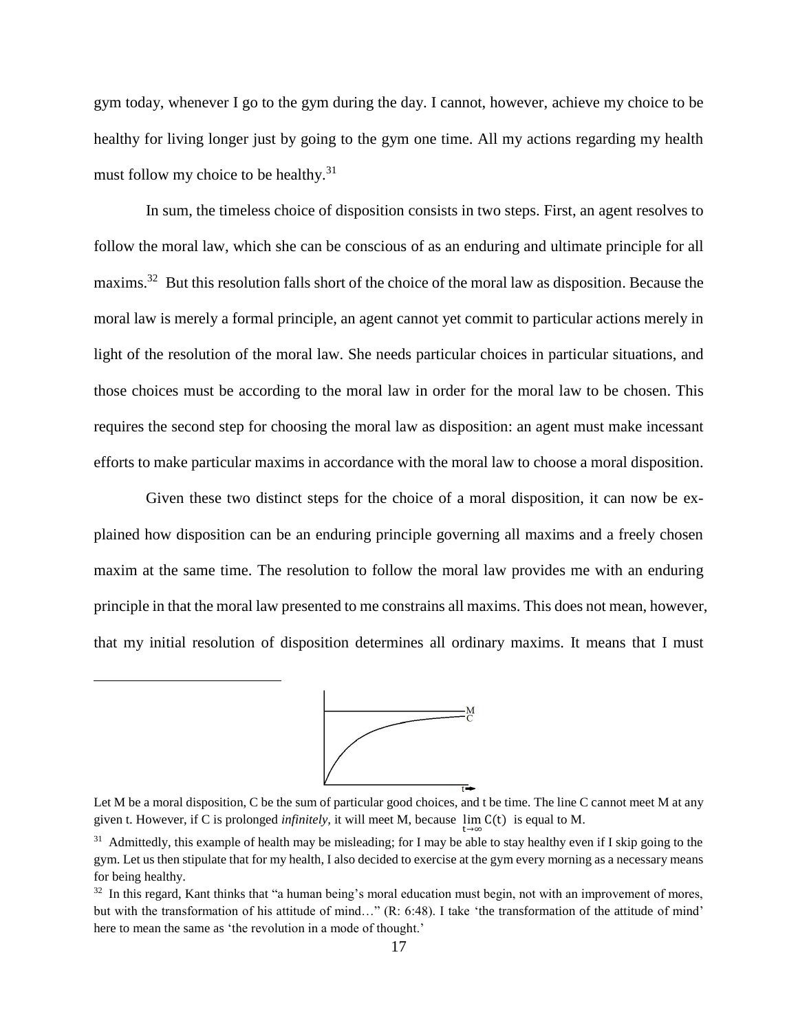gym today, whenever I go to the gym during the day. I cannot, however, achieve my choice to be healthy for living longer just by going to the gym one time. All my actions regarding my health must follow my choice to be healthy.[31]

In sum, the timeless choice of disposition consists in two steps. First, an agent resolves to follow the moral law, which she can be conscious of as an enduring and ultimate principle for all maxims.[32] But this resolution falls short of the choice of the moral law as disposition. Because the moral law is merely a formal principle, an agent cannot yet commit to particular actions merely in light of the resolution of the moral law. She needs particular choices in particular situations, and those choices must be according to the moral law in order for the moral law to be chosen. This requires the second step for choosing the moral law as disposition: an agent must make incessant efforts to make particular maxims in accordance with the moral law to choose a moral disposition.

Given these two distinct steps for the choice of a moral disposition, it can now be explained how disposition can be an enduring principle governing all maxims and a freely chosen maxim at the same time. The resolution to follow the moral law provides me with an enduring principle in that the moral law presented to me constrains all maxims. This does not mean, however, that my initial resolution of disposition determines all ordinary maxims. It means that I must

Let M be a moral disposition, C be the sum of particular good choices, and t be time. The line C cannot meet M at any given t. However, if C is prolonged *infinitely,* it will meet M, because $\lim_{t\to\infty} C(t)$ is equal to M.

[31] Admittedly, this example of health may be misleading; for I may be able to stay healthy even if I skip going to the gym. Let us then stipulate that for my health, I also decided to exercise at the gym every morning as a necessary means for being healthy.

[32] In this regard, Kant thinks that "a human being's moral education must begin, not with an improvement of mores, but with the transformation of his attitude of mind…" (R: 6:48). I take 'the transformation of the attitude of mind' here to mean the same as 'the revolution in a mode of thought.'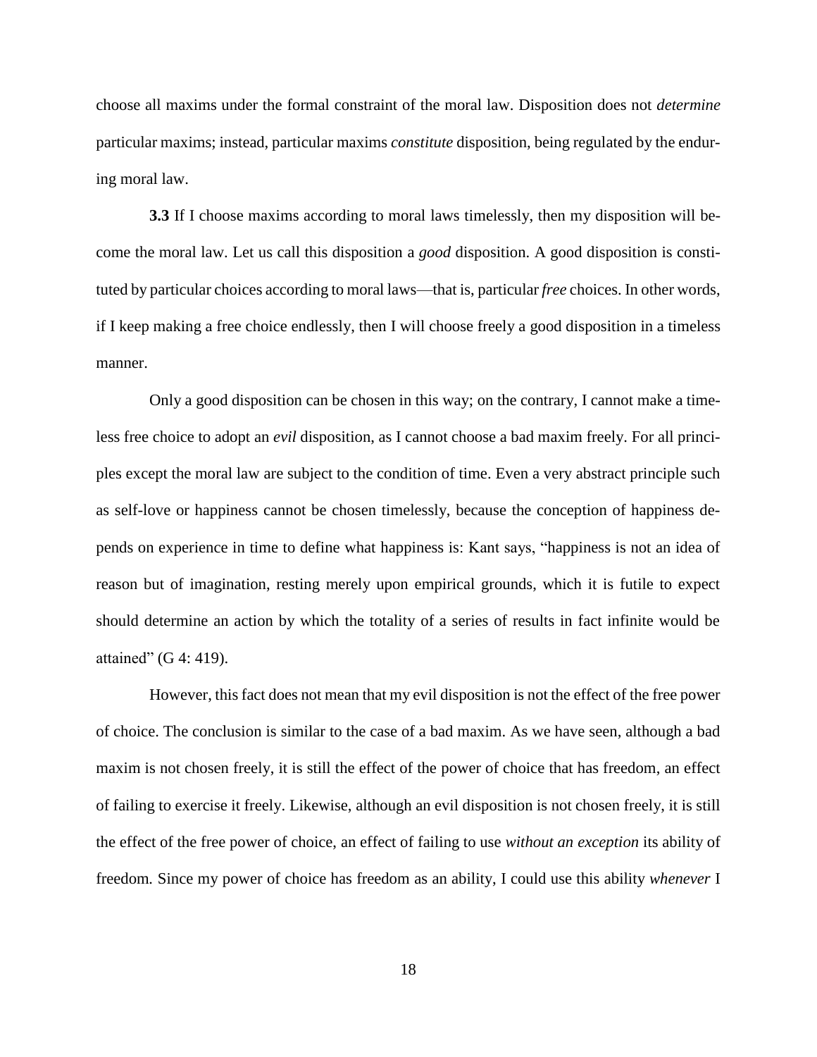choose all maxims under the formal constraint of the moral law. Disposition does not *determine* particular maxims; instead, particular maxims *constitute* disposition, being regulated by the enduring moral law.

**3.3** If I choose maxims according to moral laws timelessly, then my disposition will become the moral law. Let us call this disposition a *good* disposition. A good disposition is constituted by particular choices according to moral laws—that is, particular *free* choices. In other words, if I keep making a free choice endlessly, then I will choose freely a good disposition in a timeless manner.

Only a good disposition can be chosen in this way; on the contrary, I cannot make a timeless free choice to adopt an *evil* disposition, as I cannot choose a bad maxim freely. For all principles except the moral law are subject to the condition of time. Even a very abstract principle such as self-love or happiness cannot be chosen timelessly, because the conception of happiness depends on experience in time to define what happiness is: Kant says, "happiness is not an idea of reason but of imagination, resting merely upon empirical grounds, which it is futile to expect should determine an action by which the totality of a series of results in fact infinite would be attained" (G 4: 419).

However, this fact does not mean that my evil disposition is not the effect of the free power of choice. The conclusion is similar to the case of a bad maxim. As we have seen, although a bad maxim is not chosen freely, it is still the effect of the power of choice that has freedom, an effect of failing to exercise it freely. Likewise, although an evil disposition is not chosen freely, it is still the effect of the free power of choice, an effect of failing to use *without an exception* its ability of freedom. Since my power of choice has freedom as an ability, I could use this ability *whenever* I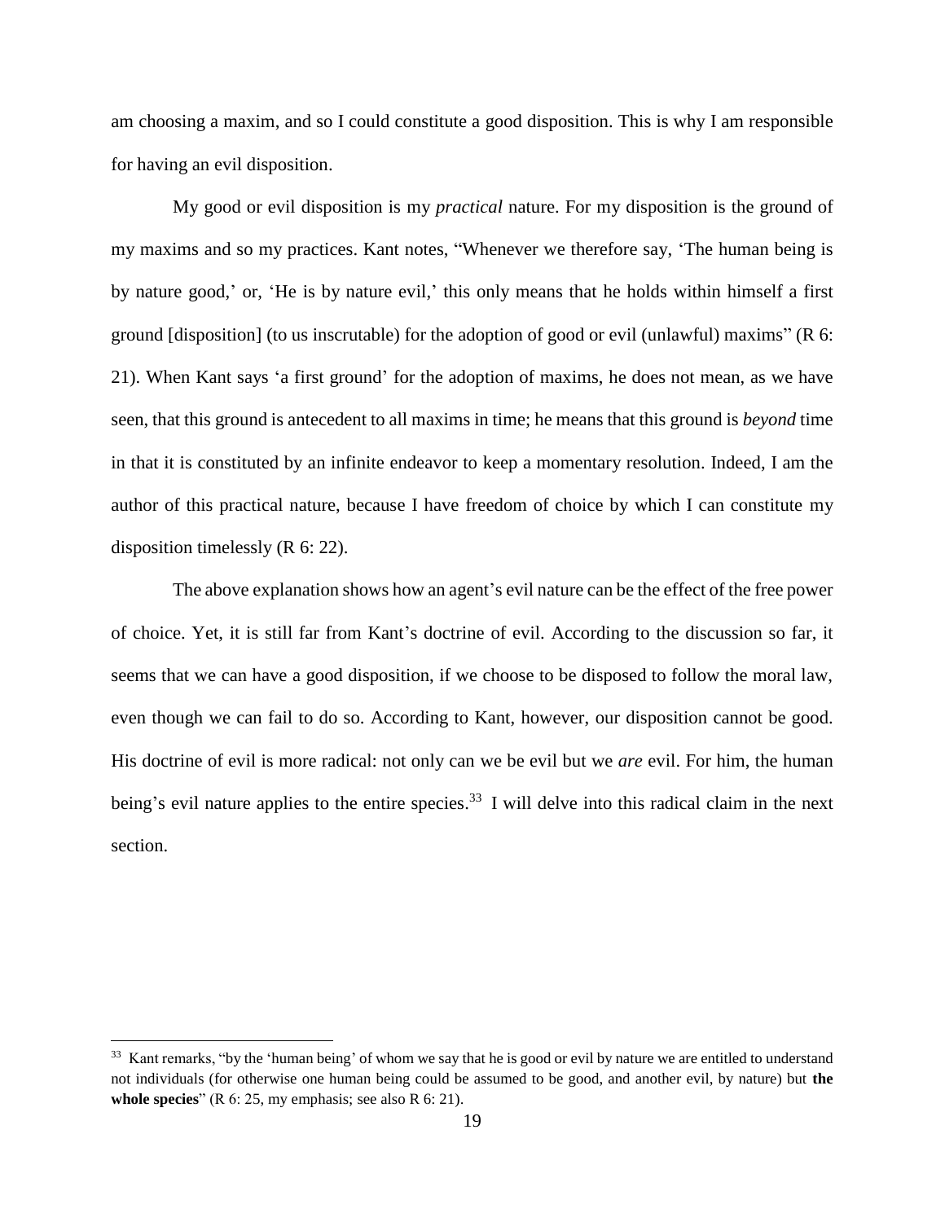am choosing a maxim, and so I could constitute a good disposition. This is why I am responsible for having an evil disposition.

My good or evil disposition is my *practical* nature. For my disposition is the ground of my maxims and so my practices. Kant notes, "Whenever we therefore say, 'The human being is by nature good,' or, 'He is by nature evil,' this only means that he holds within himself a first ground [disposition] (to us inscrutable) for the adoption of good or evil (unlawful) maxims" (R 6: 21). When Kant says 'a first ground' for the adoption of maxims, he does not mean, as we have seen, that this ground is antecedent to all maxims in time; he means that this ground is *beyond* time in that it is constituted by an infinite endeavor to keep a momentary resolution. Indeed, I am the author of this practical nature, because I have freedom of choice by which I can constitute my disposition timelessly (R 6: 22).

The above explanation shows how an agent's evil nature can be the effect of the free power of choice. Yet, it is still far from Kant's doctrine of evil. According to the discussion so far, it seems that we can have a good disposition, if we choose to be disposed to follow the moral law, even though we can fail to do so. According to Kant, however, our disposition cannot be good. His doctrine of evil is more radical: not only can we be evil but we *are* evil. For him, the human being's evil nature applies to the entire species.[33] I will delve into this radical claim in the next section.

[33] Kant remarks, "by the 'human being' of whom we say that he is good or evil by nature we are entitled to understand not individuals (for otherwise one human being could be assumed to be good, and another evil, by nature) but **the whole species**" (R 6: 25, my emphasis; see also R 6: 21).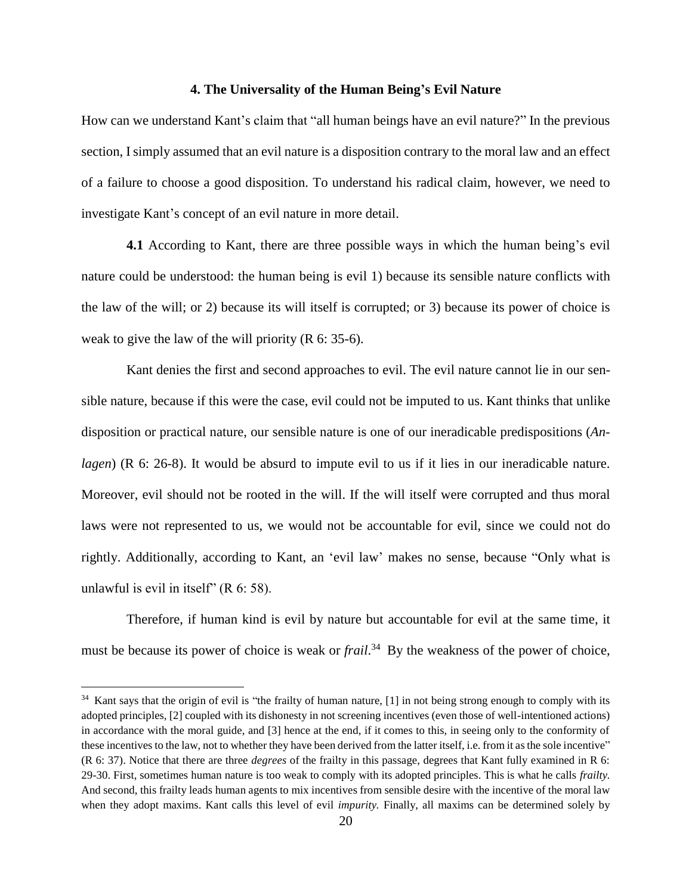## 4. The Universality of the Human Being's Evil Nature

How can we understand Kant's claim that "all human beings have an evil nature?" In the previous section, I simply assumed that an evil nature is a disposition contrary to the moral law and an effect of a failure to choose a good disposition. To understand his radical claim, however, we need to investigate Kant's concept of an evil nature in more detail.

**4.1** According to Kant, there are three possible ways in which the human being's evil nature could be understood: the human being is evil 1) because its sensible nature conflicts with the law of the will; or 2) because its will itself is corrupted; or 3) because its power of choice is weak to give the law of the will priority (R 6: 35-6).

Kant denies the first and second approaches to evil. The evil nature cannot lie in our sensible nature, because if this were the case, evil could not be imputed to us. Kant thinks that unlike disposition or practical nature, our sensible nature is one of our ineradicable predispositions (*Anlagen*) (R 6: 26-8). It would be absurd to impute evil to us if it lies in our ineradicable nature. Moreover, evil should not be rooted in the will. If the will itself were corrupted and thus moral laws were not represented to us, we would not be accountable for evil, since we could not do rightly. Additionally, according to Kant, an 'evil law' makes no sense, because "Only what is unlawful is evil in itself" (R 6: 58).

Therefore, if human kind is evil by nature but accountable for evil at the same time, it must be because its power of choice is weak or *frail*.[34] By the weakness of the power of choice,

---

[34] Kant says that the origin of evil is "the frailty of human nature, [1] in not being strong enough to comply with its adopted principles, [2] coupled with its dishonesty in not screening incentives (even those of well-intentioned actions) in accordance with the moral guide, and [3] hence at the end, if it comes to this, in seeing only to the conformity of these incentives to the law, not to whether they have been derived from the latter itself, i.e. from it as the sole incentive" (R 6: 37). Notice that there are three *degrees* of the frailty in this passage, degrees that Kant fully examined in R 6: 29-30. First, sometimes human nature is too weak to comply with its adopted principles. This is what he calls *frailty*. And second, this frailty leads human agents to mix incentives from sensible desire with the incentive of the moral law when they adopt maxims. Kant calls this level of evil *impurity*. Finally, all maxims can be determined solely by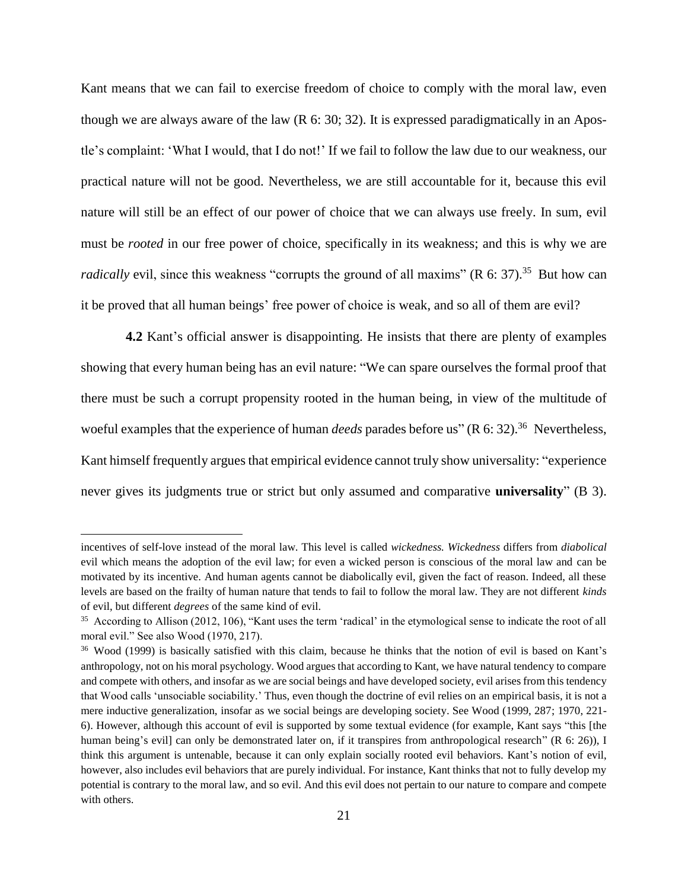Kant means that we can fail to exercise freedom of choice to comply with the moral law, even though we are always aware of the law (R 6: 30; 32). It is expressed paradigmatically in an Apostle's complaint: 'What I would, that I do not!' If we fail to follow the law due to our weakness, our practical nature will not be good. Nevertheless, we are still accountable for it, because this evil nature will still be an effect of our power of choice that we can always use freely. In sum, evil must be *rooted* in our free power of choice, specifically in its weakness; and this is why we are *radically* evil, since this weakness "corrupts the ground of all maxims" (R 6: 37).[35] But how can it be proved that all human beings' free power of choice is weak, and so all of them are evil?

**4.2** Kant's official answer is disappointing. He insists that there are plenty of examples showing that every human being has an evil nature: "We can spare ourselves the formal proof that there must be such a corrupt propensity rooted in the human being, in view of the multitude of woeful examples that the experience of human *deeds* parades before us" (R 6: 32).[36] Nevertheless, Kant himself frequently argues that empirical evidence cannot truly show universality: "experience never gives its judgments true or strict but only assumed and comparative **universality**" (B 3).

---

incentives of self-love instead of the moral law. This level is called *wickedness. Wickedness* differs from *diabolical* evil which means the adoption of the evil law; for even a wicked person is conscious of the moral law and can be motivated by its incentive. And human agents cannot be diabolically evil, given the fact of reason. Indeed, all these levels are based on the frailty of human nature that tends to fail to follow the moral law. They are not different *kinds* of evil, but different *degrees* of the same kind of evil.

[35] According to Allison (2012, 106), "Kant uses the term 'radical' in the etymological sense to indicate the root of all moral evil." See also Wood (1970, 217).

[36] Wood (1999) is basically satisfied with this claim, because he thinks that the notion of evil is based on Kant's anthropology, not on his moral psychology. Wood argues that according to Kant, we have natural tendency to compare and compete with others, and insofar as we are social beings and have developed society, evil arises from this tendency that Wood calls 'unsociable sociability.' Thus, even though the doctrine of evil relies on an empirical basis, it is not a mere inductive generalization, insofar as we social beings are developing society. See Wood (1999, 287; 1970, 221-6). However, although this account of evil is supported by some textual evidence (for example, Kant says "this [the human being's evil] can only be demonstrated later on, if it transpires from anthropological research" (R 6: 26)), I think this argument is untenable, because it can only explain socially rooted evil behaviors. Kant's notion of evil, however, also includes evil behaviors that are purely individual. For instance, Kant thinks that not to fully develop my potential is contrary to the moral law, and so evil. And this evil does not pertain to our nature to compare and compete with others.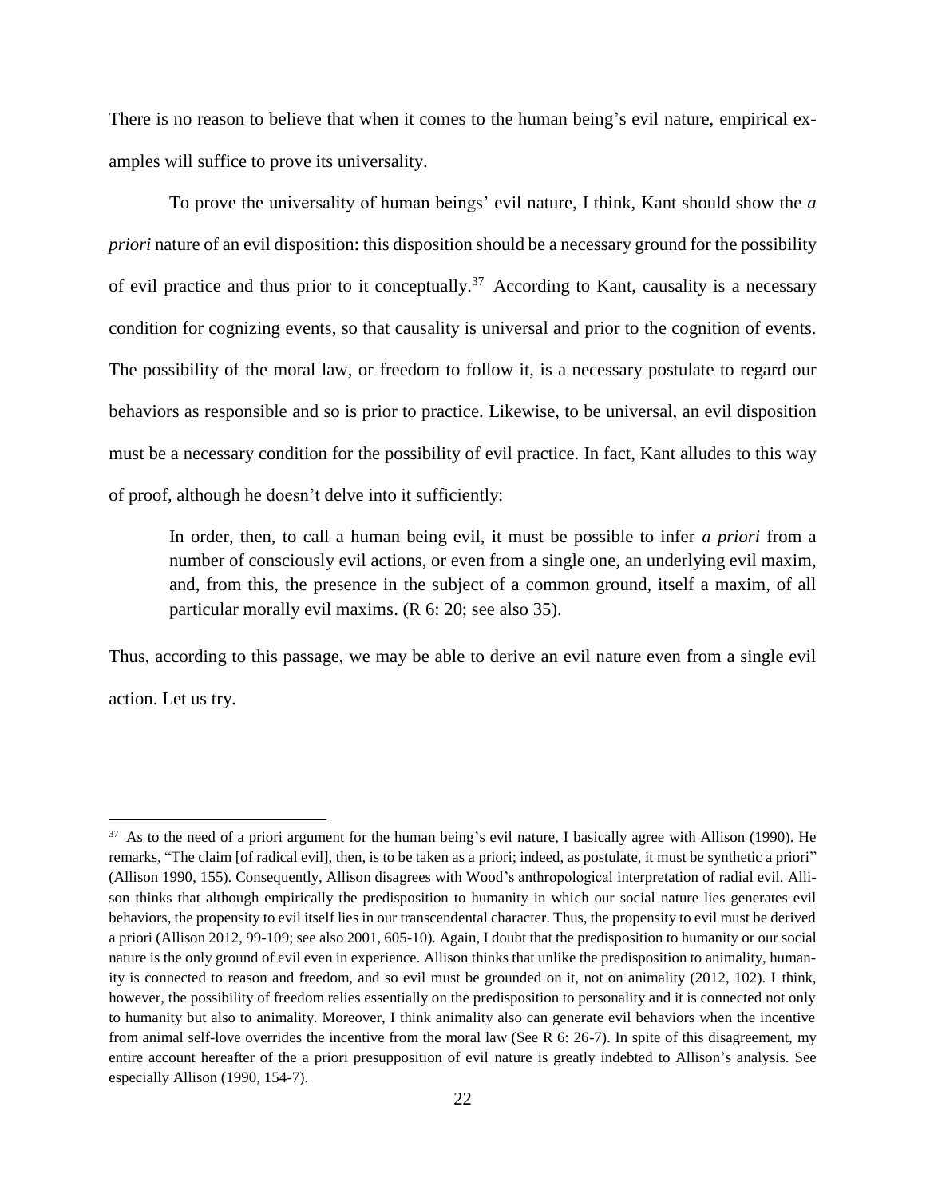There is no reason to believe that when it comes to the human being's evil nature, empirical examples will suffice to prove its universality.

To prove the universality of human beings' evil nature, I think, Kant should show the *a priori* nature of an evil disposition: this disposition should be a necessary ground for the possibility of evil practice and thus prior to it conceptually.[37] According to Kant, causality is a necessary condition for cognizing events, so that causality is universal and prior to the cognition of events. The possibility of the moral law, or freedom to follow it, is a necessary postulate to regard our behaviors as responsible and so is prior to practice. Likewise, to be universal, an evil disposition must be a necessary condition for the possibility of evil practice. In fact, Kant alludes to this way of proof, although he doesn't delve into it sufficiently:

> In order, then, to call a human being evil, it must be possible to infer *a priori* from a number of consciously evil actions, or even from a single one, an underlying evil maxim, and, from this, the presence in the subject of a common ground, itself a maxim, of all particular morally evil maxims. (R 6: 20; see also 35).

Thus, according to this passage, we may be able to derive an evil nature even from a single evil action. Let us try.

---

[37] As to the need of a priori argument for the human being's evil nature, I basically agree with Allison (1990). He remarks, "The claim [of radical evil], then, is to be taken as a priori; indeed, as postulate, it must be synthetic a priori" (Allison 1990, 155). Consequently, Allison disagrees with Wood's anthropological interpretation of radial evil. Allison thinks that although empirically the predisposition to humanity in which our social nature lies generates evil behaviors, the propensity to evil itself lies in our transcendental character. Thus, the propensity to evil must be derived a priori (Allison 2012, 99-109; see also 2001, 605-10). Again, I doubt that the predisposition to humanity or our social nature is the only ground of evil even in experience. Allison thinks that unlike the predisposition to animality, humanity is connected to reason and freedom, and so evil must be grounded on it, not on animality (2012, 102). I think, however, the possibility of freedom relies essentially on the predisposition to personality and it is connected not only to humanity but also to animality. Moreover, I think animality also can generate evil behaviors when the incentive from animal self-love overrides the incentive from the moral law (See R 6: 26-7). In spite of this disagreement, my entire account hereafter of the a priori presupposition of evil nature is greatly indebted to Allison's analysis. See especially Allison (1990, 154-7).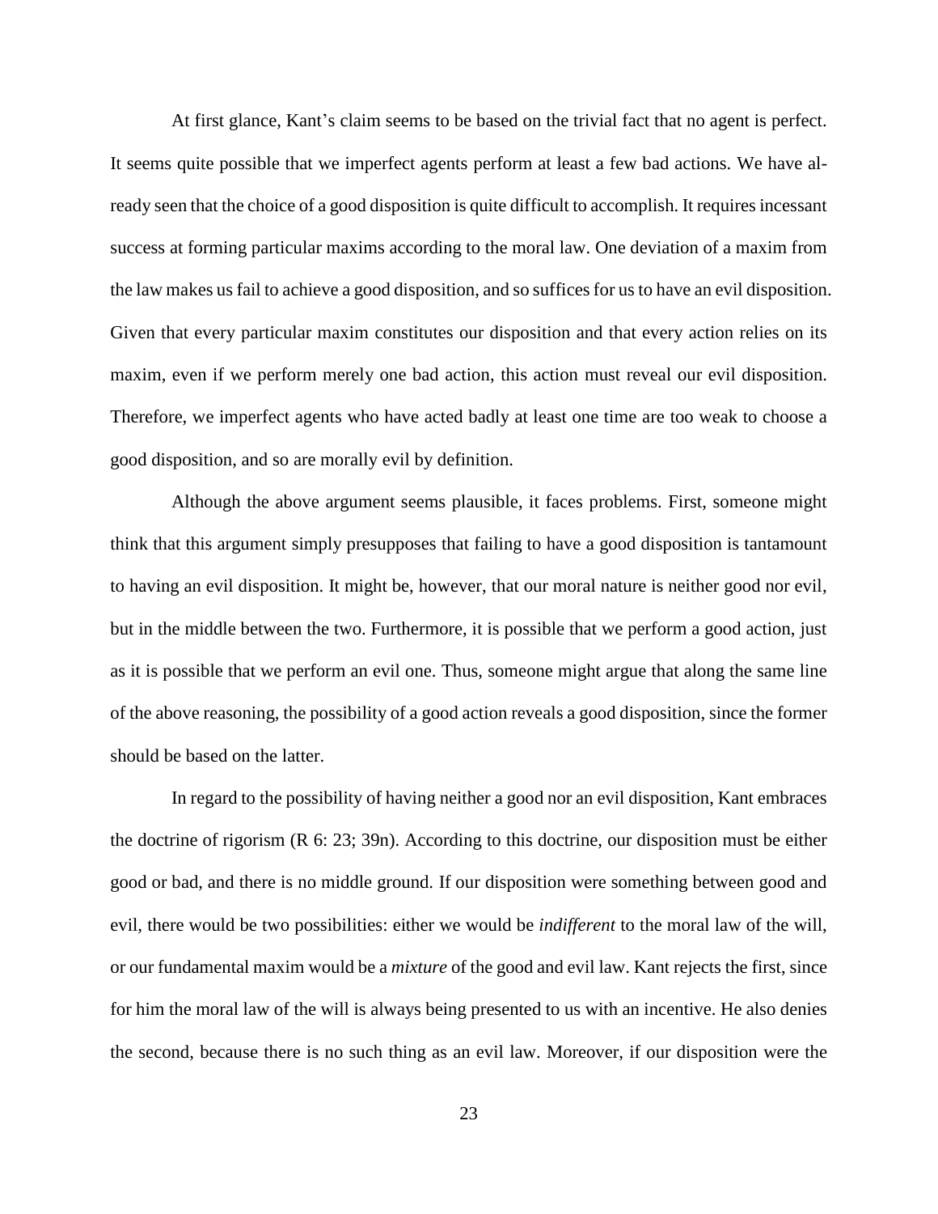At first glance, Kant's claim seems to be based on the trivial fact that no agent is perfect. It seems quite possible that we imperfect agents perform at least a few bad actions. We have already seen that the choice of a good disposition is quite difficult to accomplish. It requires incessant success at forming particular maxims according to the moral law. One deviation of a maxim from the law makes us fail to achieve a good disposition, and so suffices for us to have an evil disposition. Given that every particular maxim constitutes our disposition and that every action relies on its maxim, even if we perform merely one bad action, this action must reveal our evil disposition. Therefore, we imperfect agents who have acted badly at least one time are too weak to choose a good disposition, and so are morally evil by definition.

Although the above argument seems plausible, it faces problems. First, someone might think that this argument simply presupposes that failing to have a good disposition is tantamount to having an evil disposition. It might be, however, that our moral nature is neither good nor evil, but in the middle between the two. Furthermore, it is possible that we perform a good action, just as it is possible that we perform an evil one. Thus, someone might argue that along the same line of the above reasoning, the possibility of a good action reveals a good disposition, since the former should be based on the latter.

In regard to the possibility of having neither a good nor an evil disposition, Kant embraces the doctrine of rigorism (R 6: 23; 39n). According to this doctrine, our disposition must be either good or bad, and there is no middle ground. If our disposition were something between good and evil, there would be two possibilities: either we would be *indifferent* to the moral law of the will, or our fundamental maxim would be a *mixture* of the good and evil law. Kant rejects the first, since for him the moral law of the will is always being presented to us with an incentive. He also denies the second, because there is no such thing as an evil law. Moreover, if our disposition were the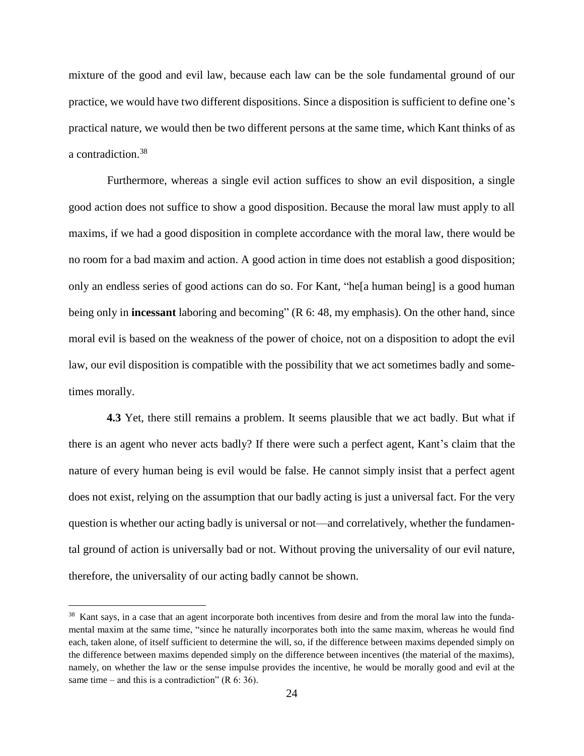mixture of the good and evil law, because each law can be the sole fundamental ground of our practice, we would have two different dispositions. Since a disposition is sufficient to define one's practical nature, we would then be two different persons at the same time, which Kant thinks of as a contradiction.[38]

Furthermore, whereas a single evil action suffices to show an evil disposition, a single good action does not suffice to show a good disposition. Because the moral law must apply to all maxims, if we had a good disposition in complete accordance with the moral law, there would be no room for a bad maxim and action. A good action in time does not establish a good disposition; only an endless series of good actions can do so. For Kant, "he[a human being] is a good human being only in **incessant** laboring and becoming" (R 6: 48, my emphasis). On the other hand, since moral evil is based on the weakness of the power of choice, not on a disposition to adopt the evil law, our evil disposition is compatible with the possibility that we act sometimes badly and sometimes morally.

**4.3** Yet, there still remains a problem. It seems plausible that we act badly. But what if there is an agent who never acts badly? If there were such a perfect agent, Kant's claim that the nature of every human being is evil would be false. He cannot simply insist that a perfect agent does not exist, relying on the assumption that our badly acting is just a universal fact. For the very question is whether our acting badly is universal or not—and correlatively, whether the fundamental ground of action is universally bad or not. Without proving the universality of our evil nature, therefore, the universality of our acting badly cannot be shown.

[38] Kant says, in a case that an agent incorporate both incentives from desire and from the moral law into the fundamental maxim at the same time, "since he naturally incorporates both into the same maxim, whereas he would find each, taken alone, of itself sufficient to determine the will, so, if the difference between maxims depended simply on the difference between maxims depended simply on the difference between incentives (the material of the maxims), namely, on whether the law or the sense impulse provides the incentive, he would be morally good and evil at the same time – and this is a contradiction" (R 6: 36).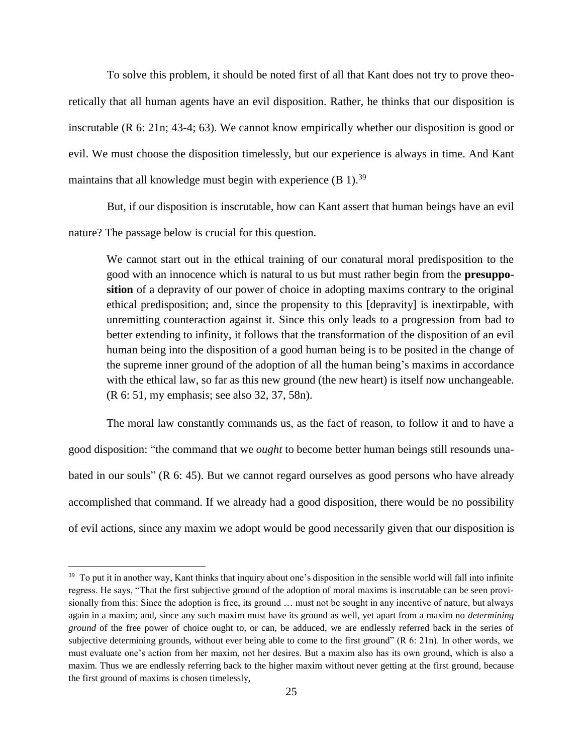To solve this problem, it should be noted first of all that Kant does not try to prove theoretically that all human agents have an evil disposition. Rather, he thinks that our disposition is inscrutable (R 6: 21n; 43-4; 63). We cannot know empirically whether our disposition is good or evil. We must choose the disposition timelessly, but our experience is always in time. And Kant maintains that all knowledge must begin with experience (B 1).[39]

But, if our disposition is inscrutable, how can Kant assert that human beings have an evil nature? The passage below is crucial for this question.

> We cannot start out in the ethical training of our conatural moral predisposition to the good with an innocence which is natural to us but must rather begin from the **presupposition** of a depravity of our power of choice in adopting maxims contrary to the original ethical predisposition; and, since the propensity to this [depravity] is inextirpable, with unremitting counteraction against it. Since this only leads to a progression from bad to better extending to infinity, it follows that the transformation of the disposition of an evil human being into the disposition of a good human being is to be posited in the change of the supreme inner ground of the adoption of all the human being's maxims in accordance with the ethical law, so far as this new ground (the new heart) is itself now unchangeable. (R 6: 51, my emphasis; see also 32, 37, 58n).

The moral law constantly commands us, as the fact of reason, to follow it and to have a good disposition: "the command that we *ought* to become better human beings still resounds unabated in our souls" (R 6: 45). But we cannot regard ourselves as good persons who have already accomplished that command. If we already had a good disposition, there would be no possibility of evil actions, since any maxim we adopt would be good necessarily given that our disposition is

[39] To put it in another way, Kant thinks that inquiry about one's disposition in the sensible world will fall into infinite regress. He says, "That the first subjective ground of the adoption of moral maxims is inscrutable can be seen provisionally from this: Since the adoption is free, its ground … must not be sought in any incentive of nature, but always again in a maxim; and, since any such maxim must have its ground as well, yet apart from a maxim no *determining ground* of the free power of choice ought to, or can, be adduced, we are endlessly referred back in the series of subjective determining grounds, without ever being able to come to the first ground" (R 6: 21n). In other words, we must evaluate one's action from her maxim, not her desires. But a maxim also has its own ground, which is also a maxim. Thus we are endlessly referring back to the higher maxim without never getting at the first ground, because the first ground of maxims is chosen timelessly,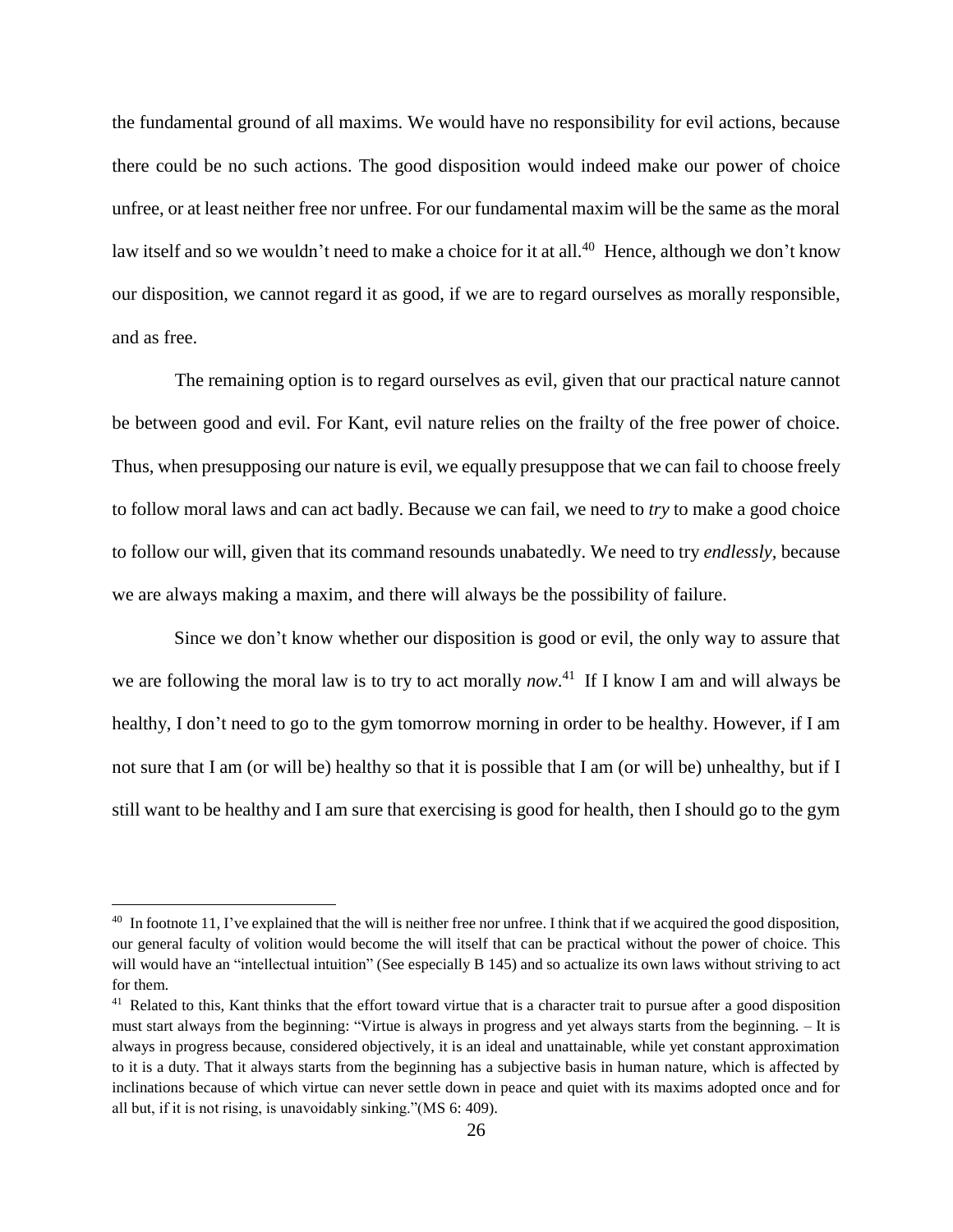the fundamental ground of all maxims. We would have no responsibility for evil actions, because there could be no such actions. The good disposition would indeed make our power of choice unfree, or at least neither free nor unfree. For our fundamental maxim will be the same as the moral law itself and so we wouldn't need to make a choice for it at all.[40] Hence, although we don't know our disposition, we cannot regard it as good, if we are to regard ourselves as morally responsible, and as free.

The remaining option is to regard ourselves as evil, given that our practical nature cannot be between good and evil. For Kant, evil nature relies on the frailty of the free power of choice. Thus, when presupposing our nature is evil, we equally presuppose that we can fail to choose freely to follow moral laws and can act badly. Because we can fail, we need to *try* to make a good choice to follow our will, given that its command resounds unabatedly. We need to try *endlessly*, because we are always making a maxim, and there will always be the possibility of failure.

Since we don't know whether our disposition is good or evil, the only way to assure that we are following the moral law is to try to act morally *now*.[41] If I know I am and will always be healthy, I don't need to go to the gym tomorrow morning in order to be healthy. However, if I am not sure that I am (or will be) healthy so that it is possible that I am (or will be) unhealthy, but if I still want to be healthy and I am sure that exercising is good for health, then I should go to the gym

---

[40] In footnote 11, I've explained that the will is neither free nor unfree. I think that if we acquired the good disposition, our general faculty of volition would become the will itself that can be practical without the power of choice. This will would have an "intellectual intuition" (See especially B 145) and so actualize its own laws without striving to act for them.

[41] Related to this, Kant thinks that the effort toward virtue that is a character trait to pursue after a good disposition must start always from the beginning: "Virtue is always in progress and yet always starts from the beginning. – It is always in progress because, considered objectively, it is an ideal and unattainable, while yet constant approximation to it is a duty. That it always starts from the beginning has a subjective basis in human nature, which is affected by inclinations because of which virtue can never settle down in peace and quiet with its maxims adopted once and for all but, if it is not rising, is unavoidably sinking."(MS 6: 409).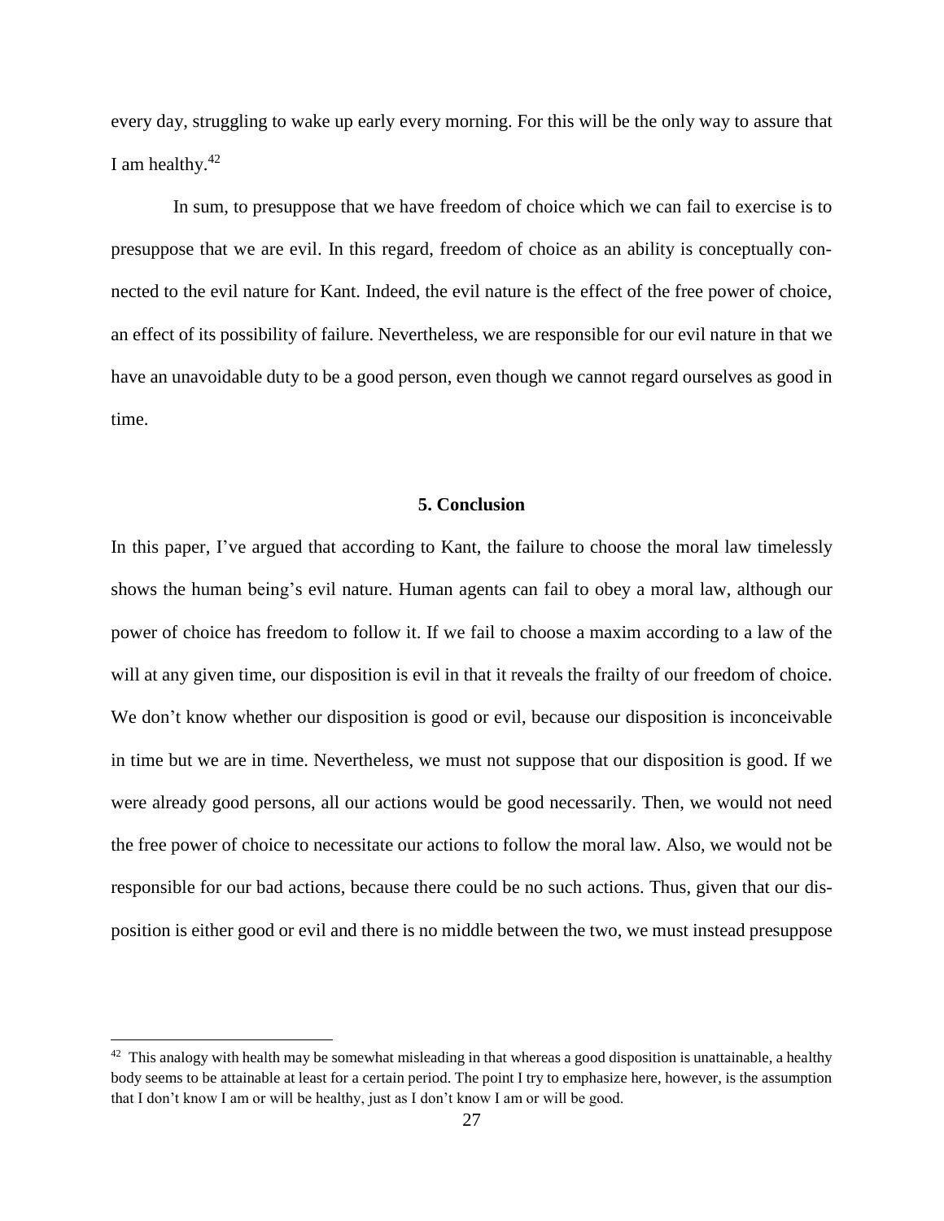every day, struggling to wake up early every morning. For this will be the only way to assure that I am healthy.[42]

In sum, to presuppose that we have freedom of choice which we can fail to exercise is to presuppose that we are evil. In this regard, freedom of choice as an ability is conceptually connected to the evil nature for Kant. Indeed, the evil nature is the effect of the free power of choice, an effect of its possibility of failure. Nevertheless, we are responsible for our evil nature in that we have an unavoidable duty to be a good person, even though we cannot regard ourselves as good in time.

## 5. Conclusion

In this paper, I've argued that according to Kant, the failure to choose the moral law timelessly shows the human being's evil nature. Human agents can fail to obey a moral law, although our power of choice has freedom to follow it. If we fail to choose a maxim according to a law of the will at any given time, our disposition is evil in that it reveals the frailty of our freedom of choice. We don't know whether our disposition is good or evil, because our disposition is inconceivable in time but we are in time. Nevertheless, we must not suppose that our disposition is good. If we were already good persons, all our actions would be good necessarily. Then, we would not need the free power of choice to necessitate our actions to follow the moral law. Also, we would not be responsible for our bad actions, because there could be no such actions. Thus, given that our disposition is either good or evil and there is no middle between the two, we must instead presuppose

[42] This analogy with health may be somewhat misleading in that whereas a good disposition is unattainable, a healthy body seems to be attainable at least for a certain period. The point I try to emphasize here, however, is the assumption that I don't know I am or will be healthy, just as I don't know I am or will be good.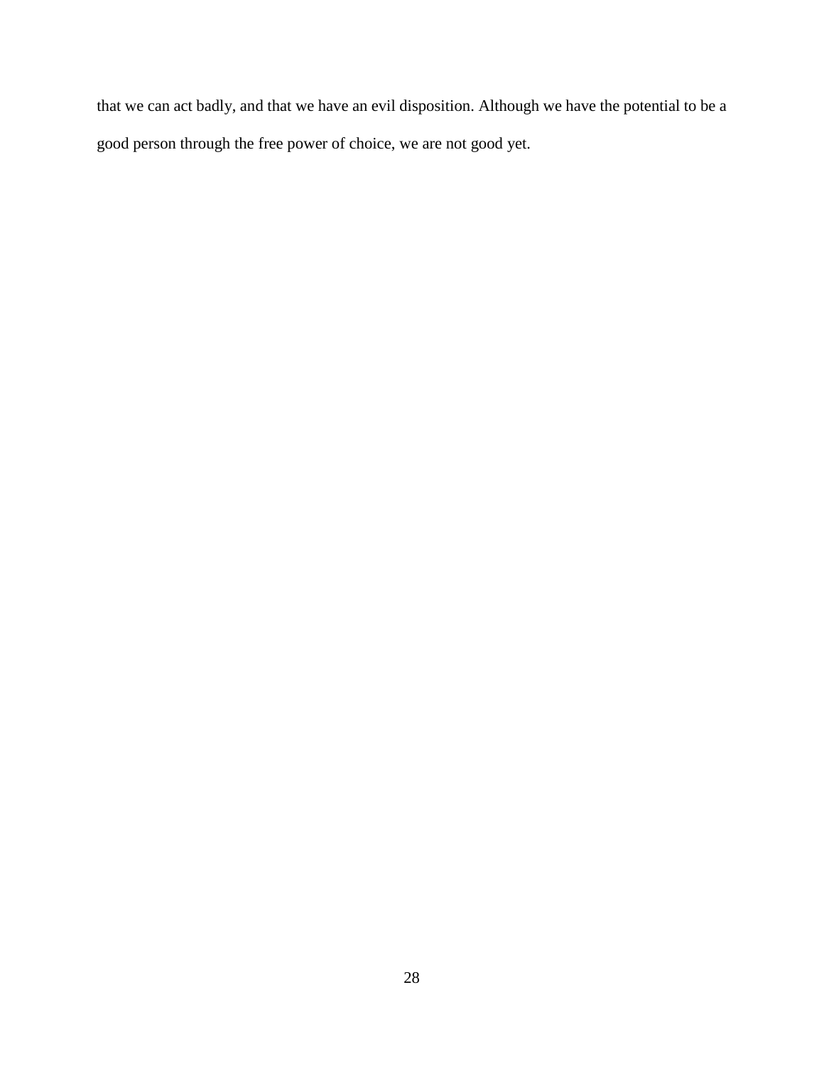that we can act badly, and that we have an evil disposition. Although we have the potential to be a good person through the free power of choice, we are not good yet.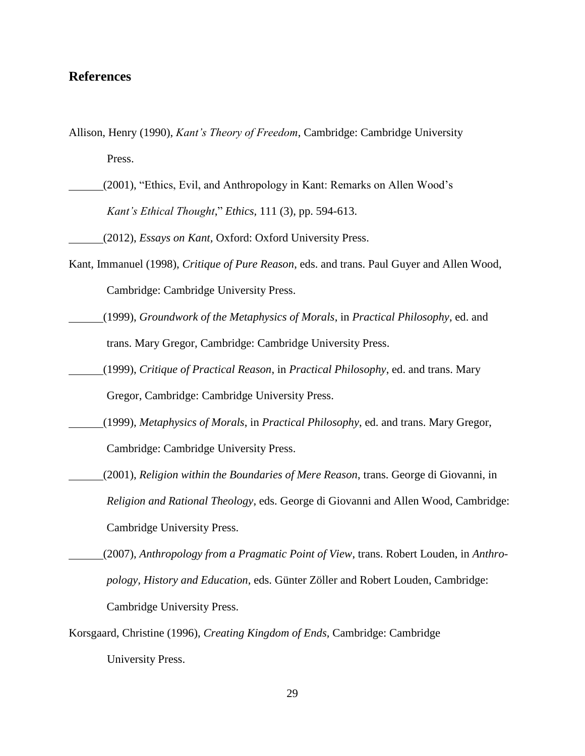## References

Allison, Henry (1990), *Kant's Theory of Freedom*, Cambridge: Cambridge University Press.

\_\_\_\_\_\_(2001), "Ethics, Evil, and Anthropology in Kant: Remarks on Allen Wood's *Kant's Ethical Thought*," *Ethics*, 111 (3), pp. 594-613.

\_\_\_\_\_\_(2012), *Essays on Kant*, Oxford: Oxford University Press.

Kant, Immanuel (1998), *Critique of Pure Reason*, eds. and trans. Paul Guyer and Allen Wood, Cambridge: Cambridge University Press.

\_\_\_\_\_\_(1999), *Groundwork of the Metaphysics of Morals*, in *Practical Philosophy*, ed. and trans. Mary Gregor, Cambridge: Cambridge University Press.

\_\_\_\_\_\_(1999), *Critique of Practical Reason*, in *Practical Philosophy*, ed. and trans. Mary Gregor, Cambridge: Cambridge University Press.

\_\_\_\_\_\_(1999), *Metaphysics of Morals*, in *Practical Philosophy*, ed. and trans. Mary Gregor, Cambridge: Cambridge University Press.

\_\_\_\_\_\_(2001), *Religion within the Boundaries of Mere Reason*, trans. George di Giovanni, in *Religion and Rational Theology*, eds. George di Giovanni and Allen Wood, Cambridge: Cambridge University Press.

\_\_\_\_\_\_(2007), *Anthropology from a Pragmatic Point of View*, trans. Robert Louden, in *Anthropology, History and Education*, eds. Günter Zöller and Robert Louden, Cambridge: Cambridge University Press.

Korsgaard, Christine (1996), *Creating Kingdom of Ends*, Cambridge: Cambridge University Press.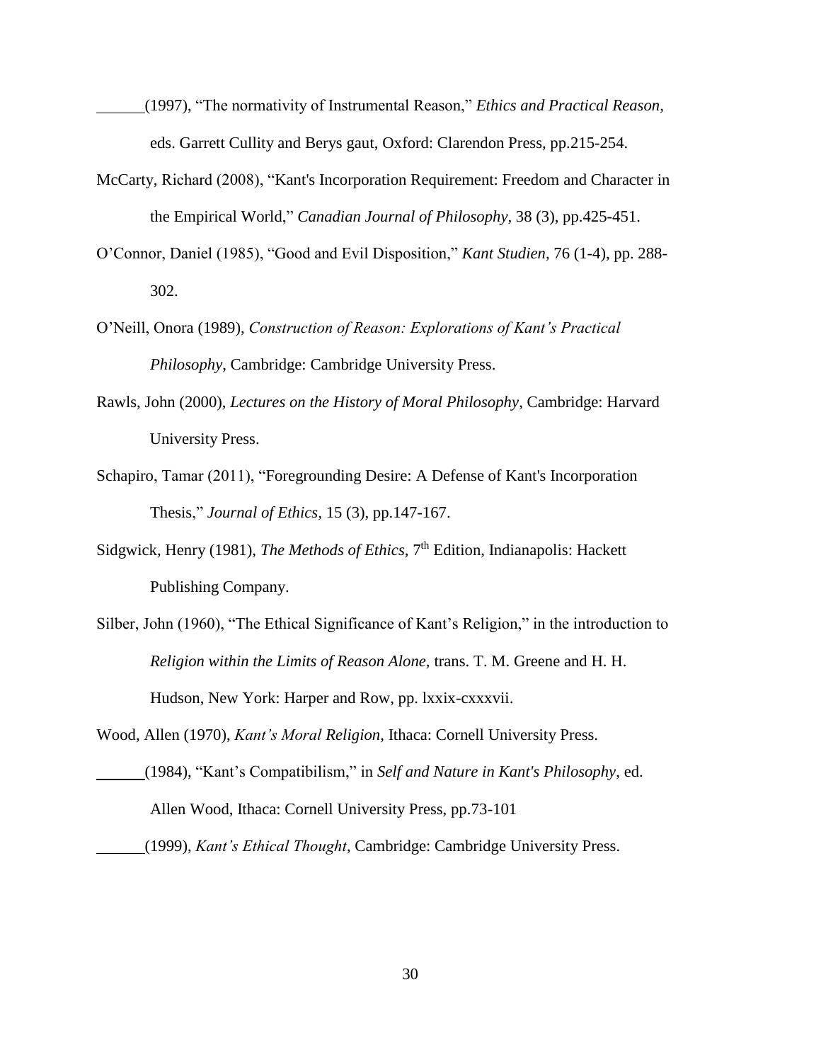______(1997), "The normativity of Instrumental Reason," *Ethics and Practical Reason*, eds. Garrett Cullity and Berys gaut, Oxford: Clarendon Press, pp.215-254.

McCarty, Richard (2008), "Kant's Incorporation Requirement: Freedom and Character in the Empirical World," *Canadian Journal of Philosophy,* 38 (3), pp.425-451.

O'Connor, Daniel (1985), "Good and Evil Disposition," *Kant Studien,* 76 (1-4), pp. 288-302.

O'Neill, Onora (1989), *Construction of Reason: Explorations of Kant's Practical Philosophy*, Cambridge: Cambridge University Press.

Rawls, John (2000), *Lectures on the History of Moral Philosophy*, Cambridge: Harvard University Press.

Schapiro, Tamar (2011), "Foregrounding Desire: A Defense of Kant's Incorporation Thesis," *Journal of Ethics*, 15 (3), pp.147-167.

Sidgwick, Henry (1981), *The Methods of Ethics,* 7th Edition, Indianapolis: Hackett Publishing Company.

Silber, John (1960), "The Ethical Significance of Kant's Religion," in the introduction to *Religion within the Limits of Reason Alone,* trans. T. M. Greene and H. H. Hudson, New York: Harper and Row, pp. lxxix-cxxxvii.

Wood, Allen (1970), *Kant's Moral Religion*, Ithaca: Cornell University Press.

______(1984), "Kant's Compatibilism," in *Self and Nature in Kant's Philosophy*, ed. Allen Wood, Ithaca: Cornell University Press, pp.73-101

______(1999), *Kant's Ethical Thought*, Cambridge: Cambridge University Press.